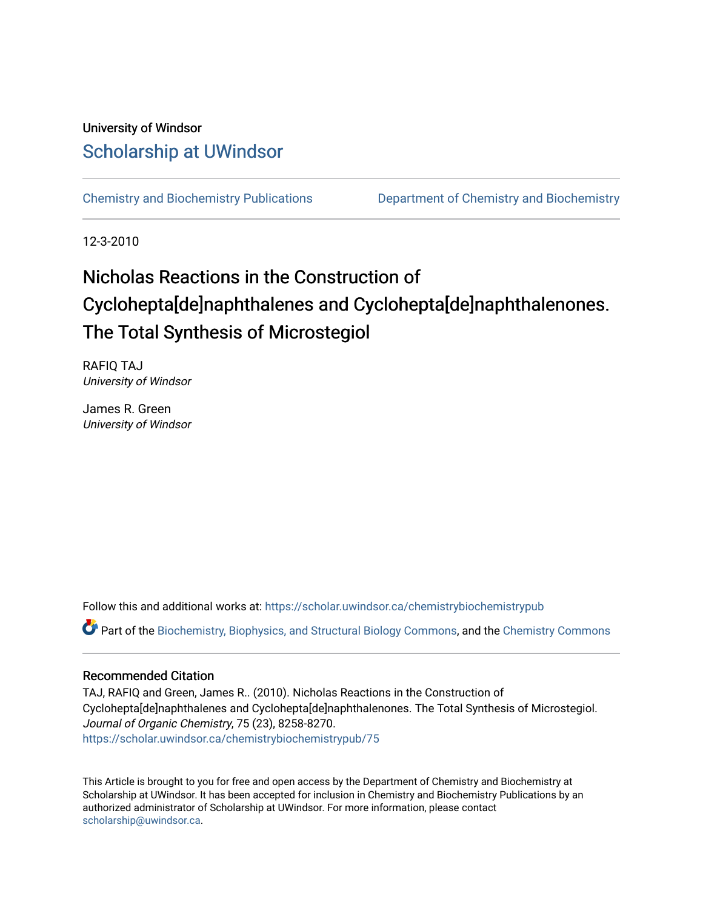University of Windsor

# Scholarship at UWindsor

Chemistry and Biochemistry Publications | Department of Chemistry and Biochemistry

12-3-2010

# Nicholas Reactions in the Construction of Cyclohepta[de]naphthalenes and Cyclohepta[de]naphthalenones. The Total Synthesis of Microstegiol

RAFIQ TAJ
*University of Windsor*

James R. Green
*University of Windsor*

Follow this and additional works at: https://scholar.uwindsor.ca/chemistrybiochemistrypub

Part of the Biochemistry, Biophysics, and Structural Biology Commons, and the Chemistry Commons

## Recommended Citation

TAJ, RAFIQ and Green, James R.. (2010). Nicholas Reactions in the Construction of Cyclohepta[de]naphthalenes and Cyclohepta[de]naphthalenones. The Total Synthesis of Microstegiol. *Journal of Organic Chemistry*, 75 (23), 8258-8270.
https://scholar.uwindsor.ca/chemistrybiochemistrypub/75

This Article is brought to you for free and open access by the Department of Chemistry and Biochemistry at Scholarship at UWindsor. It has been accepted for inclusion in Chemistry and Biochemistry Publications by an authorized administrator of Scholarship at UWindsor. For more information, please contact scholarship@uwindsor.ca.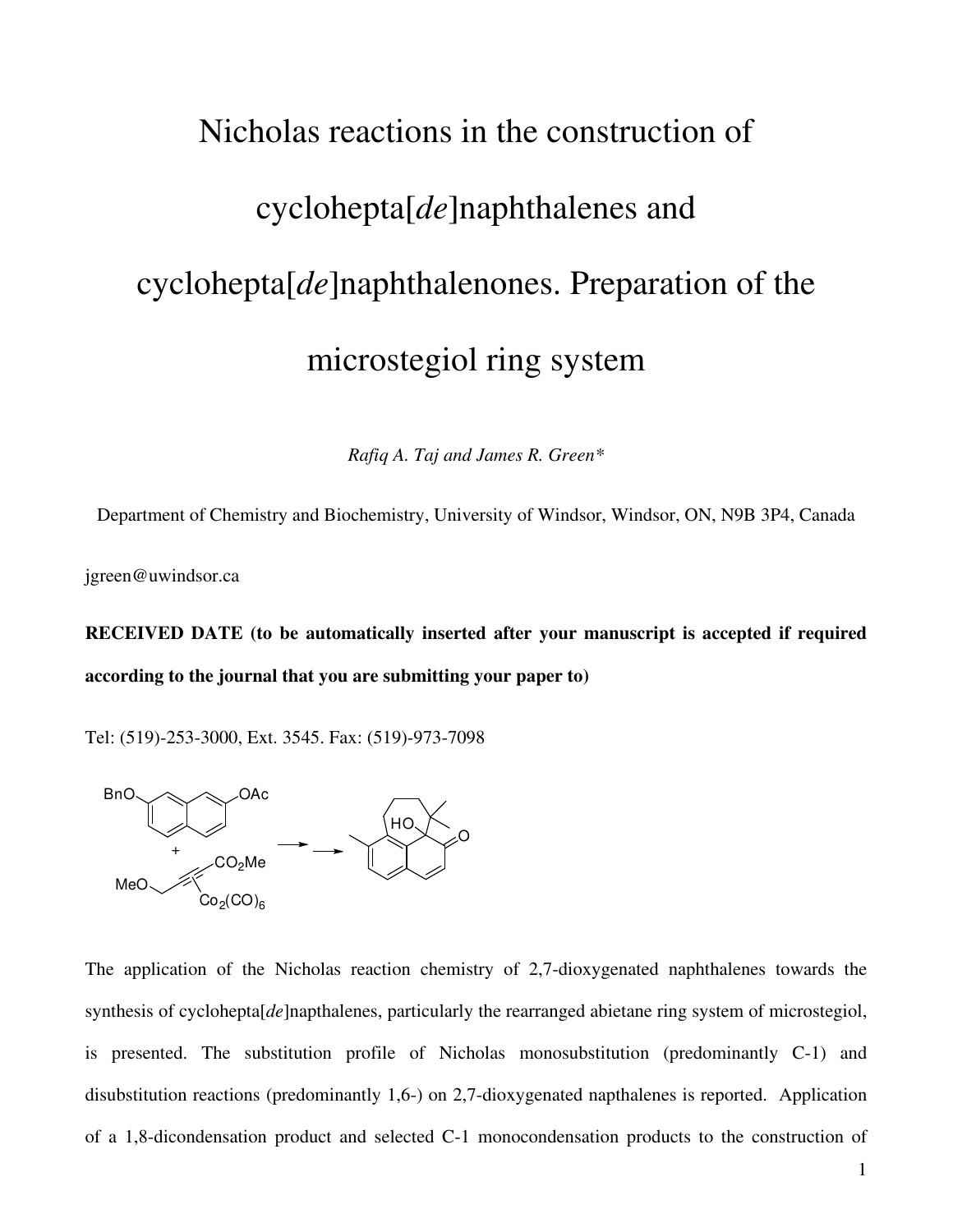# Nicholas reactions in the construction of cyclohepta[*de*]naphthalenes and cyclohepta[*de*]naphthalenones. Preparation of the microstegiol ring system

*Rafiq A. Taj and James R. Green\**

Department of Chemistry and Biochemistry, University of Windsor, Windsor, ON, N9B 3P4, Canada

jgreen@uwindsor.ca

**RECEIVED DATE (to be automatically inserted after your manuscript is accepted if required according to the journal that you are submitting your paper to)**

Tel: (519)-253-3000, Ext. 3545. Fax: (519)-973-7098

The application of the Nicholas reaction chemistry of 2,7-dioxygenated naphthalenes towards the synthesis of cyclohepta[*de*]napthalenes, particularly the rearranged abietane ring system of microstegiol, is presented. The substitution profile of Nicholas monosubstitution (predominantly C-1) and disubstitution reactions (predominantly 1,6-) on 2,7-dioxygenated napthalenes is reported. Application of a 1,8-dicondensation product and selected C-1 monocondensation products to the construction of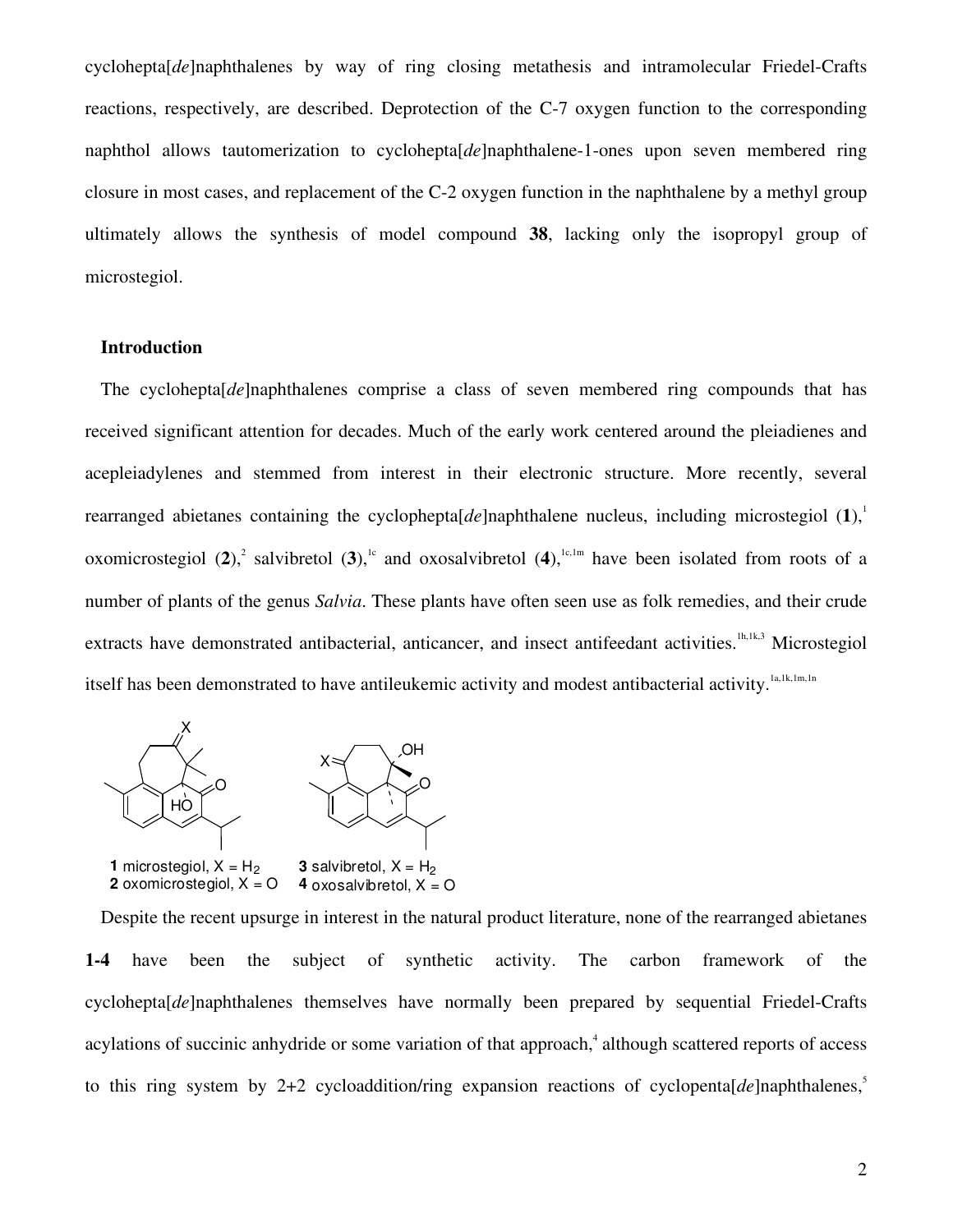cyclohepta[*de*]naphthalenes by way of ring closing metathesis and intramolecular Friedel-Crafts reactions, respectively, are described. Deprotection of the C-7 oxygen function to the corresponding naphthol allows tautomerization to cyclohepta[*de*]naphthalene-1-ones upon seven membered ring closure in most cases, and replacement of the C-2 oxygen function in the naphthalene by a methyl group ultimately allows the synthesis of model compound **38**, lacking only the isopropyl group of microstegiol.

## Introduction

The cyclohepta[*de*]naphthalenes comprise a class of seven membered ring compounds that has received significant attention for decades. Much of the early work centered around the pleiadienes and acepleiadylenes and stemmed from interest in their electronic structure. More recently, several rearranged abietanes containing the cyclophepta[*de*]naphthalene nucleus, including microstegiol (**1**),[1] oxomicrostegiol (**2**),[2] salvibretol (**3**),[1c] and oxosalvibretol (**4**),[1c,1m] have been isolated from roots of a number of plants of the genus *Salvia*. These plants have often seen use as folk remedies, and their crude extracts have demonstrated antibacterial, anticancer, and insect antifeedant activities.[1h,1k,3] Microstegiol itself has been demonstrated to have antileukemic activity and modest antibacterial activity.[1a,1k,1m,1n]

**1** microstegiol, X = $H_2$
**2** oxomicrostegiol, X = O
**3** salvibretol, X = $H_2$
**4** oxosalvibretol, X = O

Despite the recent upsurge in interest in the natural product literature, none of the rearranged abietanes **1-4** have been the subject of synthetic activity. The carbon framework of the cyclohepta[*de*]naphthalenes themselves have normally been prepared by sequential Friedel-Crafts acylations of succinic anhydride or some variation of that approach,[4] although scattered reports of access to this ring system by 2+2 cycloaddition/ring expansion reactions of cyclopenta[*de*]naphthalenes,[5]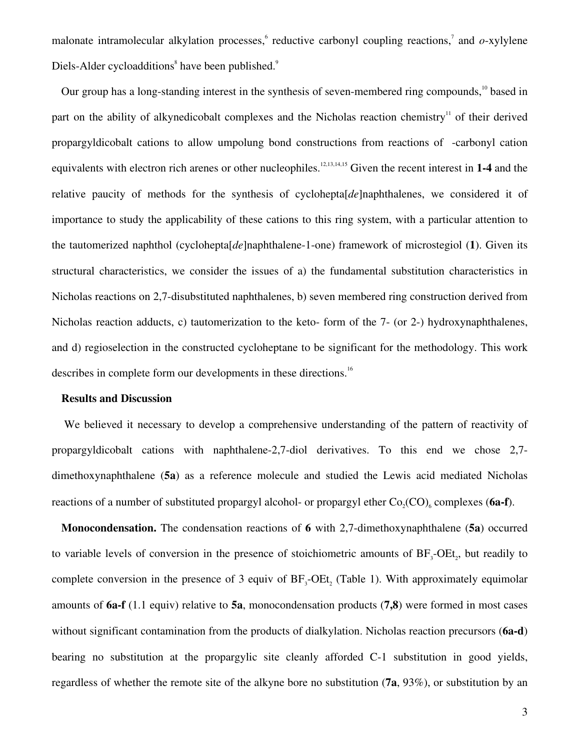malonate intramolecular alkylation processes,[6] reductive carbonyl coupling reactions,[7] and *o*-xylylene Diels-Alder cycloadditions[8] have been published.[9]

Our group has a long-standing interest in the synthesis of seven-membered ring compounds,[10] based in part on the ability of alkynedicobalt complexes and the Nicholas reaction chemistry[11] of their derived propargyldicobalt cations to allow umpolung bond constructions from reactions of -carbonyl cation equivalents with electron rich arenes or other nucleophiles.[12,13,14,15] Given the recent interest in **1-4** and the relative paucity of methods for the synthesis of cyclohepta[*de*]naphthalenes, we considered it of importance to study the applicability of these cations to this ring system, with a particular attention to the tautomerized naphthol (cyclohepta[*de*]naphthalene-1-one) framework of microstegiol (**1**). Given its structural characteristics, we consider the issues of a) the fundamental substitution characteristics in Nicholas reactions on 2,7-disubstituted naphthalenes, b) seven membered ring construction derived from Nicholas reaction adducts, c) tautomerization to the keto- form of the 7- (or 2-) hydroxynaphthalenes, and d) regioselection in the constructed cycloheptane to be significant for the methodology. This work describes in complete form our developments in these directions.[16]

## Results and Discussion

We believed it necessary to develop a comprehensive understanding of the pattern of reactivity of propargyldicobalt cations with naphthalene-2,7-diol derivatives. To this end we chose 2,7-dimethoxynaphthalene (**5a**) as a reference molecule and studied the Lewis acid mediated Nicholas reactions of a number of substituted propargyl alcohol- or propargyl ether $Co_2(CO)_6$ complexes (**6a-f**).

**Monocondensation.** The condensation reactions of **6** with 2,7-dimethoxynaphthalene (**5a**) occurred to variable levels of conversion in the presence of stoichiometric amounts of $BF_3$-$OEt_2$, but readily to complete conversion in the presence of 3 equiv of $BF_3$-$OEt_2$ (Table 1). With approximately equimolar amounts of **6a-f** (1.1 equiv) relative to **5a**, monocondensation products (**7,8**) were formed in most cases without significant contamination from the products of dialkylation. Nicholas reaction precursors (**6a-d**) bearing no substitution at the propargylic site cleanly afforded C-1 substitution in good yields, regardless of whether the remote site of the alkyne bore no substitution (**7a**, 93%), or substitution by an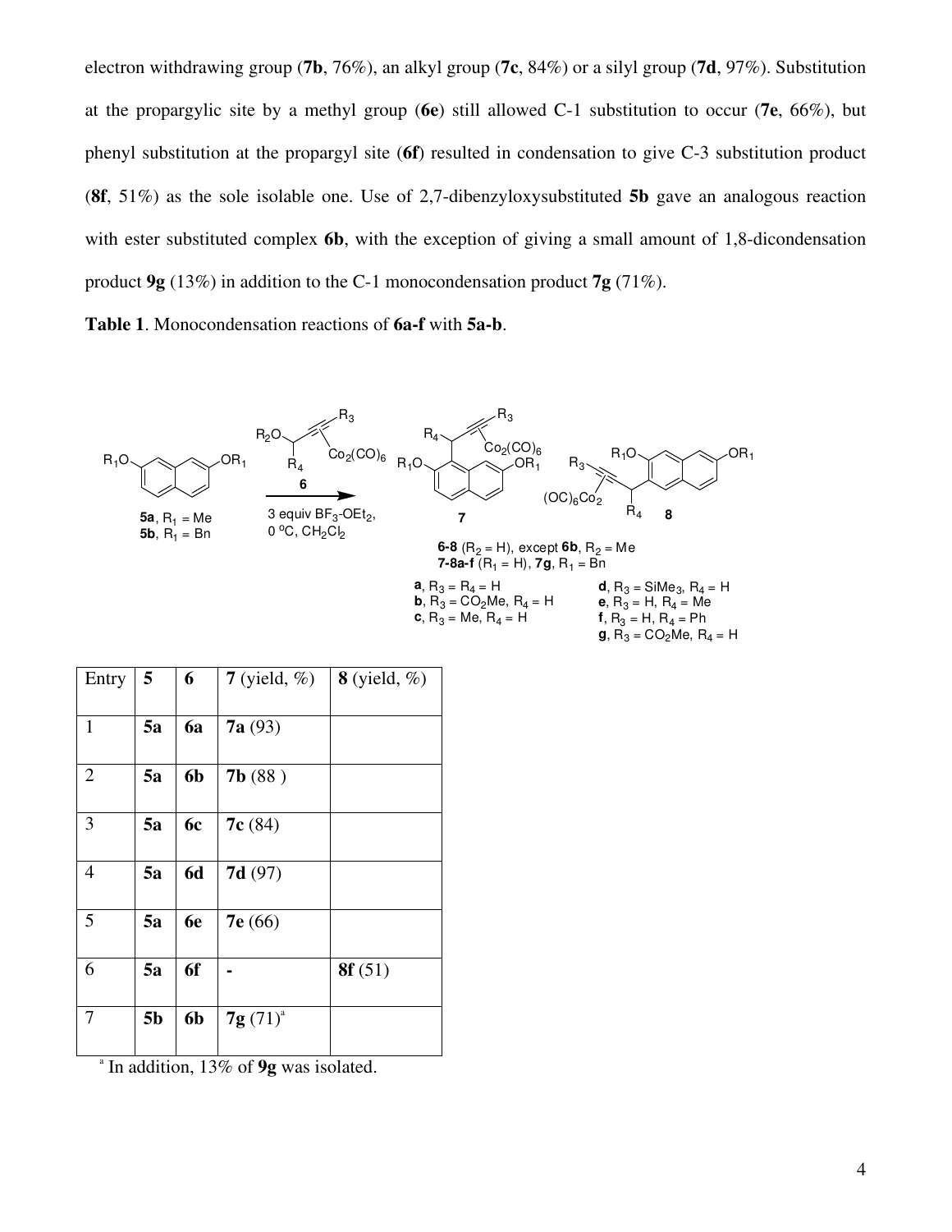electron withdrawing group (**7b**, 76%), an alkyl group (**7c**, 84%) or a silyl group (**7d**, 97%). Substitution at the propargylic site by a methyl group (**6e**) still allowed C-1 substitution to occur (**7e**, 66%), but phenyl substitution at the propargyl site (**6f**) resulted in condensation to give C-3 substitution product (**8f**, 51%) as the sole isolable one. Use of 2,7-dibenzyloxysubstituted **5b** gave an analogous reaction with ester substituted complex **6b**, with the exception of giving a small amount of 1,8-dicondensation product **9g** (13%) in addition to the C-1 monocondensation product **7g** (71%).

**Table 1**. Monocondensation reactions of **6a-f** with **5a-b**.

**5a**, $R_1$ = Me
**5b**, $R_1$ = Bn

3 equiv $BF_3$-$OEt_2$, 0 °C, $CH_2Cl_2$

**6-8** ($R_2$ = H), except **6b**, $R_2$ = Me
**7-8a-f** ($R_1$ = H), **7g**, $R_1$ = Bn

**a**, $R_3$ = $R_4$ = H
**b**, $R_3$ = $CO_2Me$, $R_4$ = H
**c**, $R_3$ = Me, $R_4$ = H
**d**, $R_3$ = $SiMe_3$, $R_4$ = H
**e**, $R_3$ = H, $R_4$ = Me
**f**, $R_3$ = H, $R_4$ = Ph
**g**, $R_3$ = $CO_2Me$, $R_4$ = H

| Entry | **5** | **6** | **7** (yield, %) | **8** (yield, %) |
|---|---|---|---|---|
| 1 | **5a** | **6a** | **7a** (93) | |
| 2 | **5a** | **6b** | **7b** (88 ) | |
| 3 | **5a** | **6c** | **7c** (84) | |
| 4 | **5a** | **6d** | **7d** (97) | |
| 5 | **5a** | **6e** | **7e** (66) | |
| 6 | **5a** | **6f** | - | **8f** (51) |
| 7 | **5b** | **6b** | **7g** (71)[a] | |

[a] In addition, 13% of **9g** was isolated.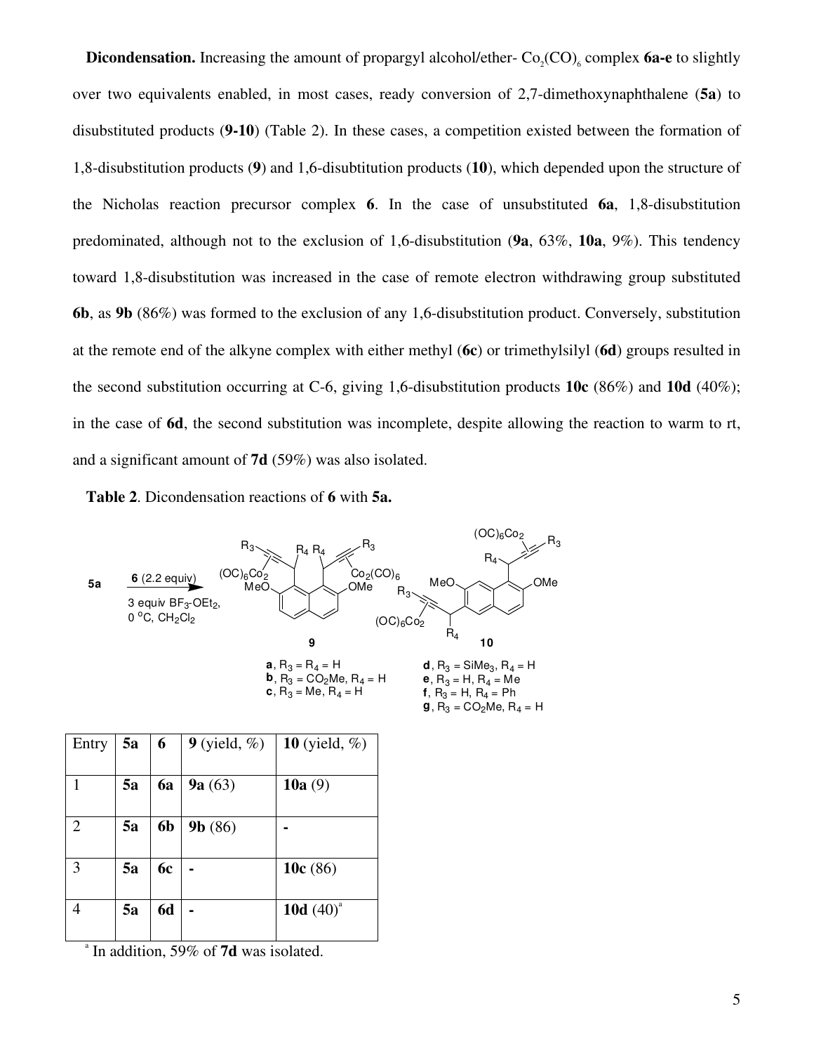**Dicondensation.** Increasing the amount of propargyl alcohol/ether- $Co_2(CO)_6$ complex **6a-e** to slightly over two equivalents enabled, in most cases, ready conversion of 2,7-dimethoxynaphthalene (**5a**) to disubstituted products (**9-10**) (Table 2). In these cases, a competition existed between the formation of 1,8-disubstitution products (**9**) and 1,6-disubtitution products (**10**), which depended upon the structure of the Nicholas reaction precursor complex **6**. In the case of unsubstituted **6a**, 1,8-disubstitution predominated, although not to the exclusion of 1,6-disubstitution (**9a**, 63%, **10a**, 9%). This tendency toward 1,8-disubstitution was increased in the case of remote electron withdrawing group substituted **6b**, as **9b** (86%) was formed to the exclusion of any 1,6-disubstitution product. Conversely, substitution at the remote end of the alkyne complex with either methyl (**6c**) or trimethylsilyl (**6d**) groups resulted in the second substitution occurring at C-6, giving 1,6-disubstitution products **10c** (86%) and **10d** (40%); in the case of **6d**, the second substitution was incomplete, despite allowing the reaction to warm to rt, and a significant amount of **7d** (59%) was also isolated.

**Table 2**. Dicondensation reactions of **6** with **5a.**

**5a** → **6** (2.2 equiv), 3 equiv $BF_3$-$OEt_2$, 0 °C, $CH_2Cl_2$ → **9** + **10**

**a**, $R_3 = R_4 = H$
**b**, $R_3 = CO_2Me$, $R_4 = H$
**c**, $R_3 = Me$, $R_4 = H$
**d**, $R_3 = SiMe_3$, $R_4 = H$
**e**, $R_3 = H$, $R_4 = Me$
**f**, $R_3 = H$, $R_4 = Ph$
**g**, $R_3 = CO_2Me$, $R_4 = H$

| Entry | 5a | 6 | 9 (yield, %) | 10 (yield, %) |
|---|---|---|---|---|
| 1 | **5a** | **6a** | **9a** (63) | **10a** (9) |
| 2 | **5a** | **6b** | **9b** (86) | - |
| 3 | **5a** | **6c** | - | **10c** (86) |
| 4 | **5a** | **6d** | - | **10d** (40)[a] |

[a] In addition, 59% of **7d** was isolated.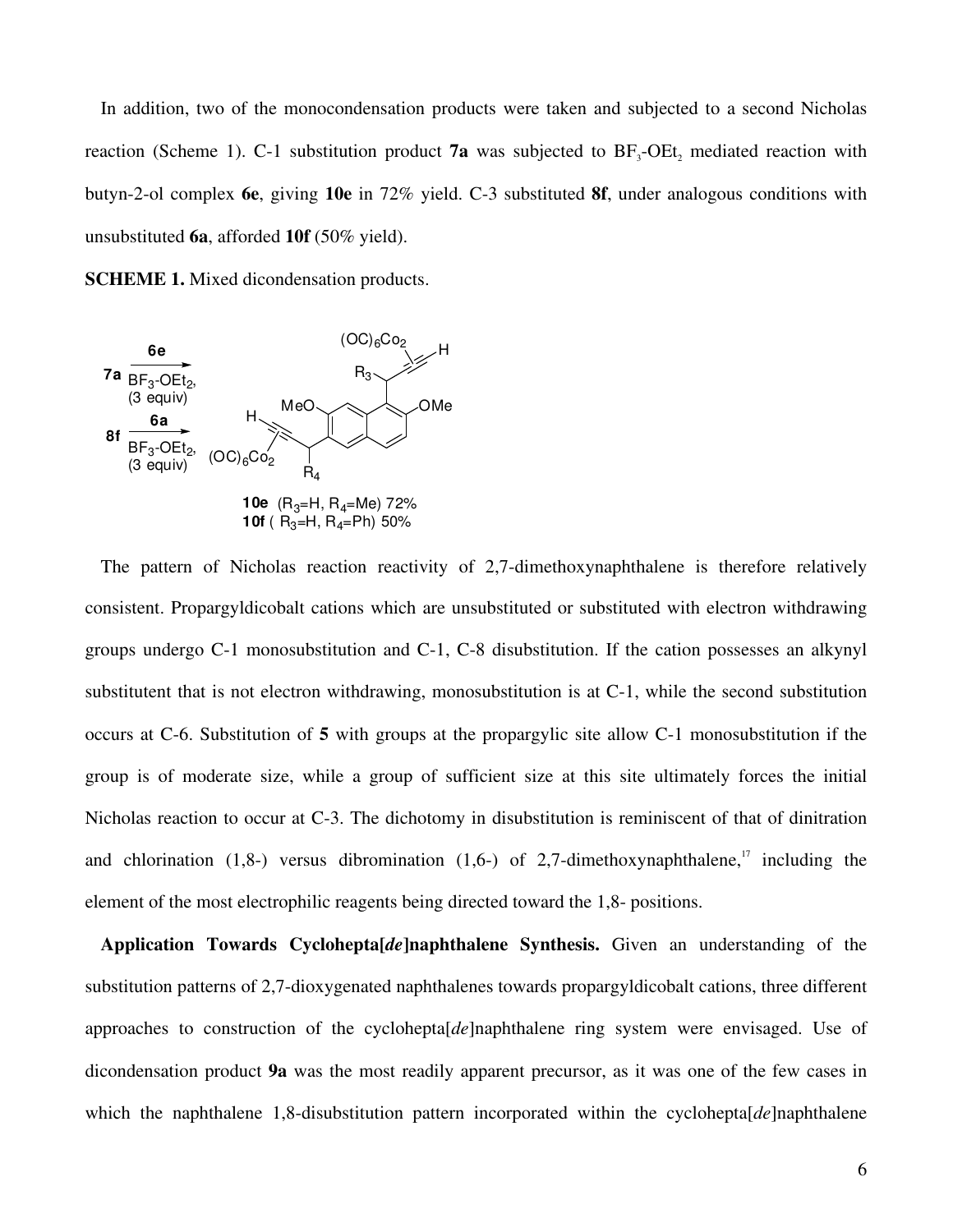In addition, two of the monocondensation products were taken and subjected to a second Nicholas reaction (Scheme 1). C-1 substitution product **7a** was subjected to $BF_3$-$OEt_2$ mediated reaction with butyn-2-ol complex **6e**, giving **10e** in 72% yield. C-3 substituted **8f**, under analogous conditions with unsubstituted **6a**, afforded **10f** (50% yield).

**SCHEME 1.** Mixed dicondensation products.

**7a** → **6e**, $BF_3$-$OEt_2$, (3 equiv)

**8f** → **6a**, $BF_3$-$OEt_2$, (3 equiv)

**10e** ($R_3$=H, $R_4$=Me) 72%
**10f** ( $R_3$=H, $R_4$=Ph) 50%

The pattern of Nicholas reaction reactivity of 2,7-dimethoxynaphthalene is therefore relatively consistent. Propargyldicobalt cations which are unsubstituted or substituted with electron withdrawing groups undergo C-1 monosubstitution and C-1, C-8 disubstitution. If the cation possesses an alkynyl substitutent that is not electron withdrawing, monosubstitution is at C-1, while the second substitution occurs at C-6. Substitution of **5** with groups at the propargylic site allow C-1 monosubstitution if the group is of moderate size, while a group of sufficient size at this site ultimately forces the initial Nicholas reaction to occur at C-3. The dichotomy in disubstitution is reminiscent of that of dinitration and chlorination (1,8-) versus dibromination (1,6-) of 2,7-dimethoxynaphthalene,[17] including the element of the most electrophilic reagents being directed toward the 1,8- positions.

**Application Towards Cyclohepta[*de*]naphthalene Synthesis.** Given an understanding of the substitution patterns of 2,7-dioxygenated naphthalenes towards propargyldicobalt cations, three different approaches to construction of the cyclohepta[*de*]naphthalene ring system were envisaged. Use of dicondensation product **9a** was the most readily apparent precursor, as it was one of the few cases in which the naphthalene 1,8-disubstitution pattern incorporated within the cyclohepta[*de*]naphthalene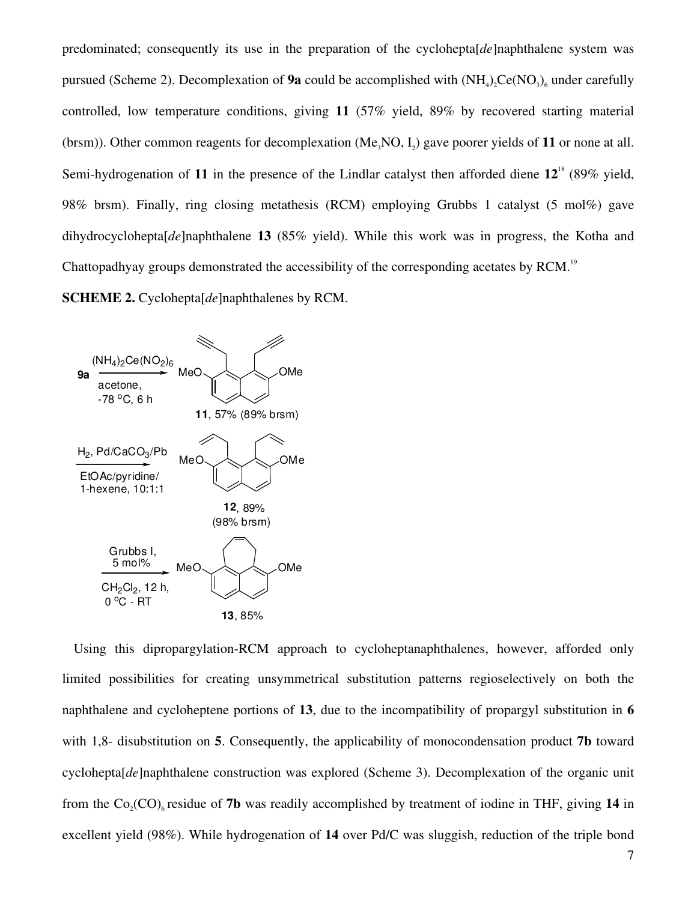predominated; consequently its use in the preparation of the cyclohepta[*de*]naphthalene system was pursued (Scheme 2). Decomplexation of **9a** could be accomplished with $(NH_4)_2Ce(NO_3)_6$ under carefully controlled, low temperature conditions, giving **11** (57% yield, 89% by recovered starting material (brsm)). Other common reagents for decomplexation ($Me_3NO$, $I_2$) gave poorer yields of **11** or none at all. Semi-hydrogenation of **11** in the presence of the Lindlar catalyst then afforded diene **12**[18] (89% yield, 98% brsm). Finally, ring closing metathesis (RCM) employing Grubbs 1 catalyst (5 mol%) gave dihydrocyclohepta[*de*]naphthalene **13** (85% yield). While this work was in progress, the Kotha and Chattopadhyay groups demonstrated the accessibility of the corresponding acetates by RCM.[19]

**SCHEME 2.** Cyclohepta[*de*]naphthalenes by RCM.

**9a** → ($(NH_4)_2Ce(NO_2)_6$, acetone, -78 °C, 6 h) → **11**, 57% (89% brsm)

→ ($H_2$, $Pd/CaCO_3/Pb$, EtOAc/pyridine/1-hexene, 10:1:1) → **12**, 89% (98% brsm)

→ (Grubbs I, 5 mol%, $CH_2Cl_2$, 12 h, 0 °C - RT) → **13**, 85%

Using this dipropargylation-RCM approach to cycloheptanaphthalenes, however, afforded only limited possibilities for creating unsymmetrical substitution patterns regioselectively on both the naphthalene and cycloheptene portions of **13**, due to the incompatibility of propargyl substitution in **6** with 1,8- disubstitution on **5**. Consequently, the applicability of monocondensation product **7b** toward cyclohepta[*de*]naphthalene construction was explored (Scheme 3). Decomplexation of the organic unit from the $Co_2(CO)_6$ residue of **7b** was readily accomplished by treatment of iodine in THF, giving **14** in excellent yield (98%). While hydrogenation of **14** over Pd/C was sluggish, reduction of the triple bond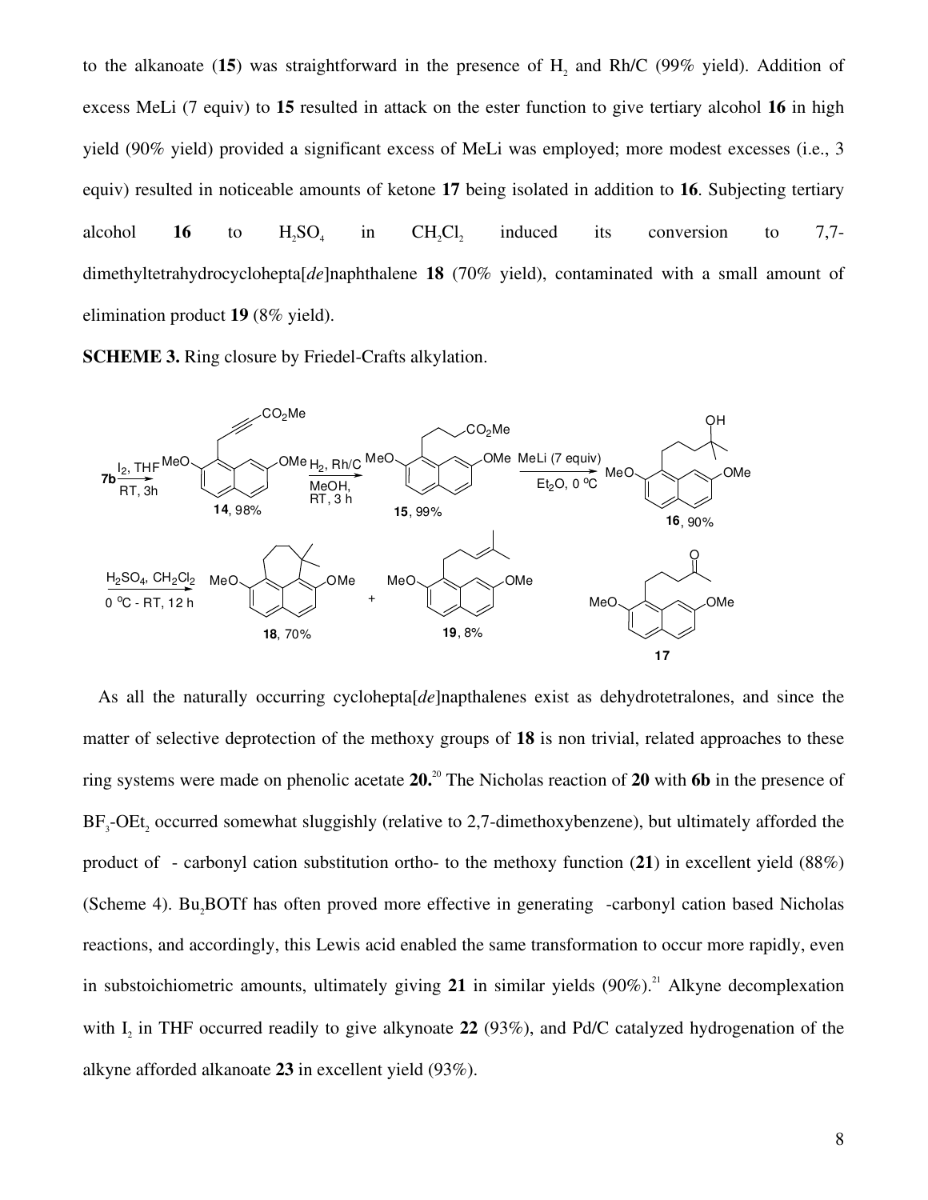to the alkanoate (**15**) was straightforward in the presence of $H_2$ and Rh/C (99% yield). Addition of excess MeLi (7 equiv) to **15** resulted in attack on the ester function to give tertiary alcohol **16** in high yield (90% yield) provided a significant excess of MeLi was employed; more modest excesses (i.e., 3 equiv) resulted in noticeable amounts of ketone **17** being isolated in addition to **16**. Subjecting tertiary alcohol **16** to $H_2SO_4$ in $CH_2Cl_2$ induced its conversion to 7,7-dimethyltetrahydrocyclohepta[*de*]naphthalene **18** (70% yield), contaminated with a small amount of elimination product **19** (8% yield).

**SCHEME 3.** Ring closure by Friedel-Crafts alkylation.

**7b** → ($I_2$, THF, RT, 3h) **14**, 98% → ($H_2$, Rh/C, MeOH, RT, 3 h) **15**, 99% → (MeLi (7 equiv), $Et_2O$, 0 °C) **16**, 90% → ($H_2SO_4$, $CH_2Cl_2$, 0 °C - RT, 12 h) **18**, 70% + **19**, 8%; **17**

As all the naturally occurring cyclohepta[*de*]napthalenes exist as dehydrotetralones, and since the matter of selective deprotection of the methoxy groups of **18** is non trivial, related approaches to these ring systems were made on phenolic acetate **20.**[20] The Nicholas reaction of **20** with **6b** in the presence of $BF_3$-$OEt_2$ occurred somewhat sluggishly (relative to 2,7-dimethoxybenzene), but ultimately afforded the product of - carbonyl cation substitution ortho- to the methoxy function (**21**) in excellent yield (88%) (Scheme 4). $Bu_2BOTf$ has often proved more effective in generating -carbonyl cation based Nicholas reactions, and accordingly, this Lewis acid enabled the same transformation to occur more rapidly, even in substoichiometric amounts, ultimately giving **21** in similar yields (90%).[21] Alkyne decomplexation with $I_2$ in THF occurred readily to give alkynoate **22** (93%), and Pd/C catalyzed hydrogenation of the alkyne afforded alkanoate **23** in excellent yield (93%).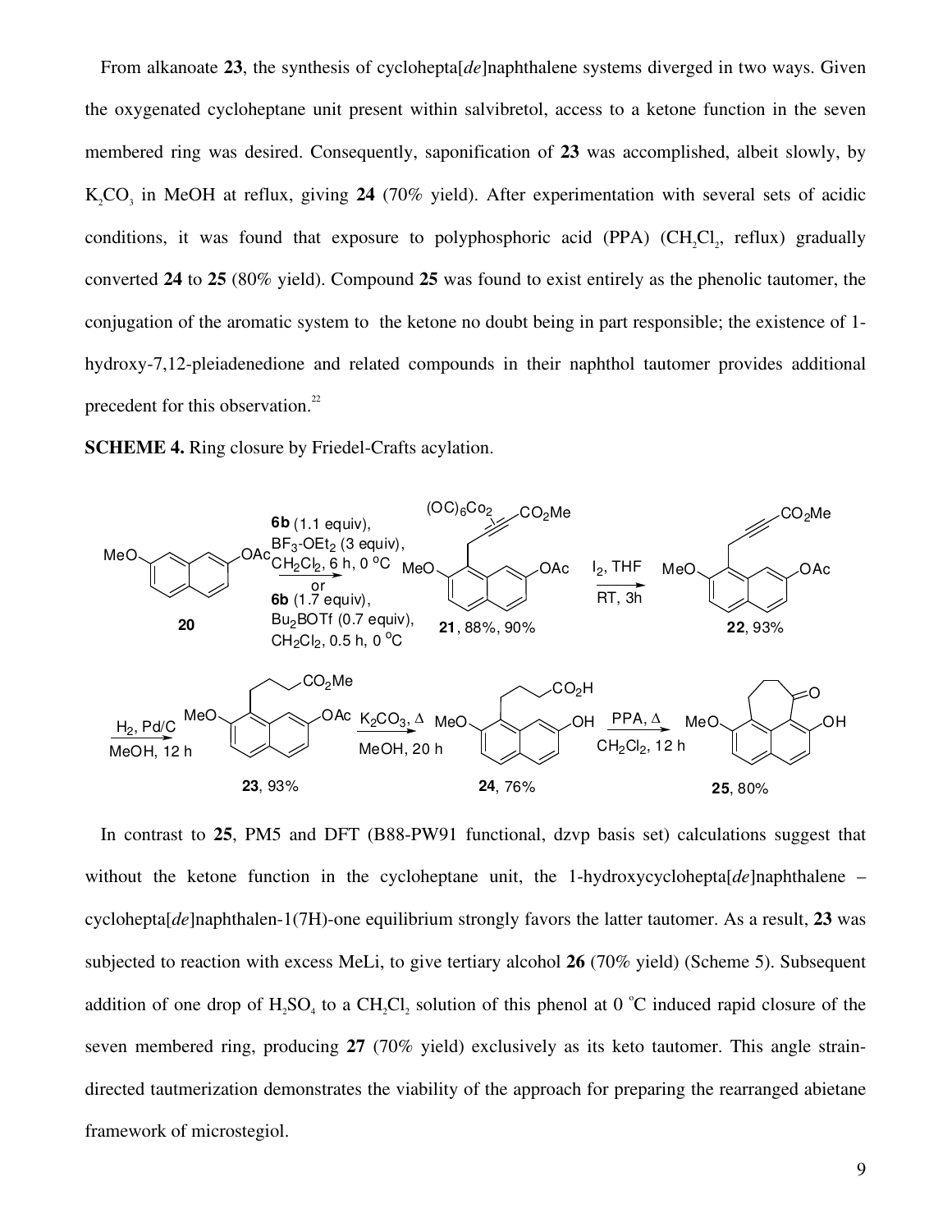From alkanoate **23**, the synthesis of cyclohepta[*de*]naphthalene systems diverged in two ways. Given the oxygenated cycloheptane unit present within salvibretol, access to a ketone function in the seven membered ring was desired. Consequently, saponification of **23** was accomplished, albeit slowly, by $K_2CO_3$ in MeOH at reflux, giving **24** (70% yield). After experimentation with several sets of acidic conditions, it was found that exposure to polyphosphoric acid (PPA) ($CH_2Cl_2$, reflux) gradually converted **24** to **25** (80% yield). Compound **25** was found to exist entirely as the phenolic tautomer, the conjugation of the aromatic system to the ketone no doubt being in part responsible; the existence of 1-hydroxy-7,12-pleiadenedione and related compounds in their naphthol tautomer provides additional precedent for this observation.[22]

**SCHEME 4.** Ring closure by Friedel-Crafts acylation.

**20** → [**6b** (1.1 equiv), $BF_3$-$OEt_2$ (3 equiv), $CH_2Cl_2$, 6 h, 0 °C or **6b** (1.7 equiv), $Bu_2BOTf$ (0.7 equiv), $CH_2Cl_2$, 0.5 h, 0 °C] → **21**, 88%, 90% → [$I_2$, THF, RT, 3h] → **22**, 93% → [$H_2$, Pd/C, MeOH, 12 h] → **23**, 93% → [$K_2CO_3$, Δ, MeOH, 20 h] → **24**, 76% → [PPA, Δ, $CH_2Cl_2$, 12 h] → **25**, 80%

In contrast to **25**, PM5 and DFT (B88-PW91 functional, dzvp basis set) calculations suggest that without the ketone function in the cycloheptane unit, the 1-hydroxycyclohepta[*de*]naphthalene – cyclohepta[*de*]naphthalen-1(7H)-one equilibrium strongly favors the latter tautomer. As a result, **23** was subjected to reaction with excess MeLi, to give tertiary alcohol **26** (70% yield) (Scheme 5). Subsequent addition of one drop of $H_2SO_4$ to a $CH_2Cl_2$ solution of this phenol at 0 °C induced rapid closure of the seven membered ring, producing **27** (70% yield) exclusively as its keto tautomer. This angle strain-directed tautmerization demonstrates the viability of the approach for preparing the rearranged abietane framework of microstegiol.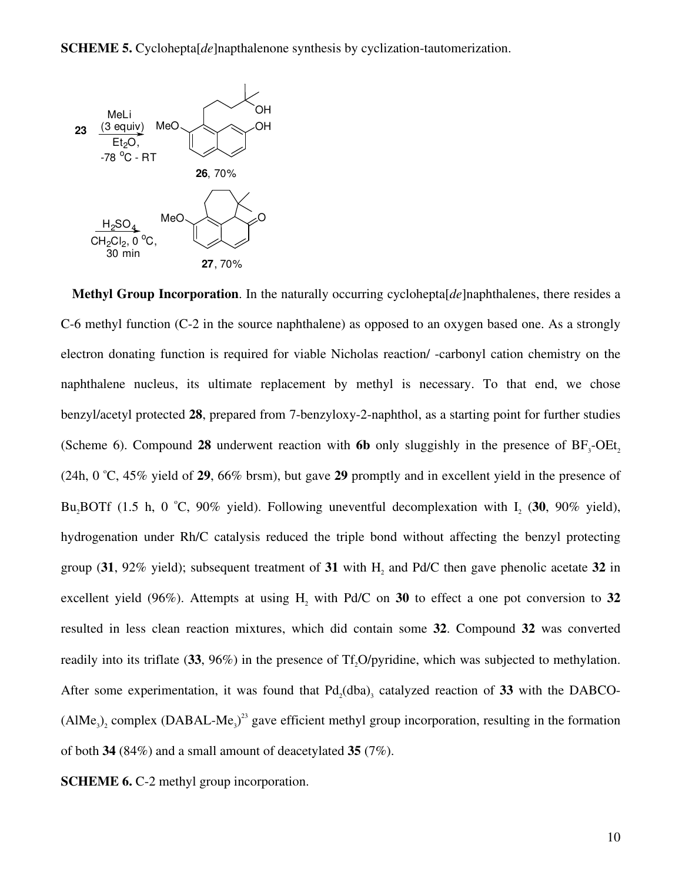**SCHEME 5.** Cyclohepta[*de*]napthalenone synthesis by cyclization-tautomerization.

23 → MeLi (3 equiv), $Et_2O$, -78 °C - RT → **26**, 70%

→ $H_2SO_4$, $CH_2Cl_2$, 0 °C, 30 min → **27**, 70%

**Methyl Group Incorporation**. In the naturally occurring cyclohepta[*de*]naphthalenes, there resides a C-6 methyl function (C-2 in the source naphthalene) as opposed to an oxygen based one. As a strongly electron donating function is required for viable Nicholas reaction/ -carbonyl cation chemistry on the naphthalene nucleus, its ultimate replacement by methyl is necessary. To that end, we chose benzyl/acetyl protected **28**, prepared from 7-benzyloxy-2-naphthol, as a starting point for further studies (Scheme 6). Compound **28** underwent reaction with **6b** only sluggishly in the presence of $BF_3$-$OEt_2$ (24h, 0 °C, 45% yield of **29**, 66% brsm), but gave **29** promptly and in excellent yield in the presence of $Bu_2BOTf$ (1.5 h, 0 °C, 90% yield). Following uneventful decomplexation with $I_2$ (**30**, 90% yield), hydrogenation under Rh/C catalysis reduced the triple bond without affecting the benzyl protecting group (**31**, 92% yield); subsequent treatment of **31** with $H_2$ and Pd/C then gave phenolic acetate **32** in excellent yield (96%). Attempts at using $H_2$ with Pd/C on **30** to effect a one pot conversion to **32** resulted in less clean reaction mixtures, which did contain some **32**. Compound **32** was converted readily into its triflate (**33**, 96%) in the presence of $Tf_2O$/pyridine, which was subjected to methylation. After some experimentation, it was found that $Pd_2(dba)_3$ catalyzed reaction of **33** with the DABCO-$(AlMe_3)_2$ complex (DABAL-$Me_3$)[23] gave efficient methyl group incorporation, resulting in the formation of both **34** (84%) and a small amount of deacetylated **35** (7%).

**SCHEME 6.** C-2 methyl group incorporation.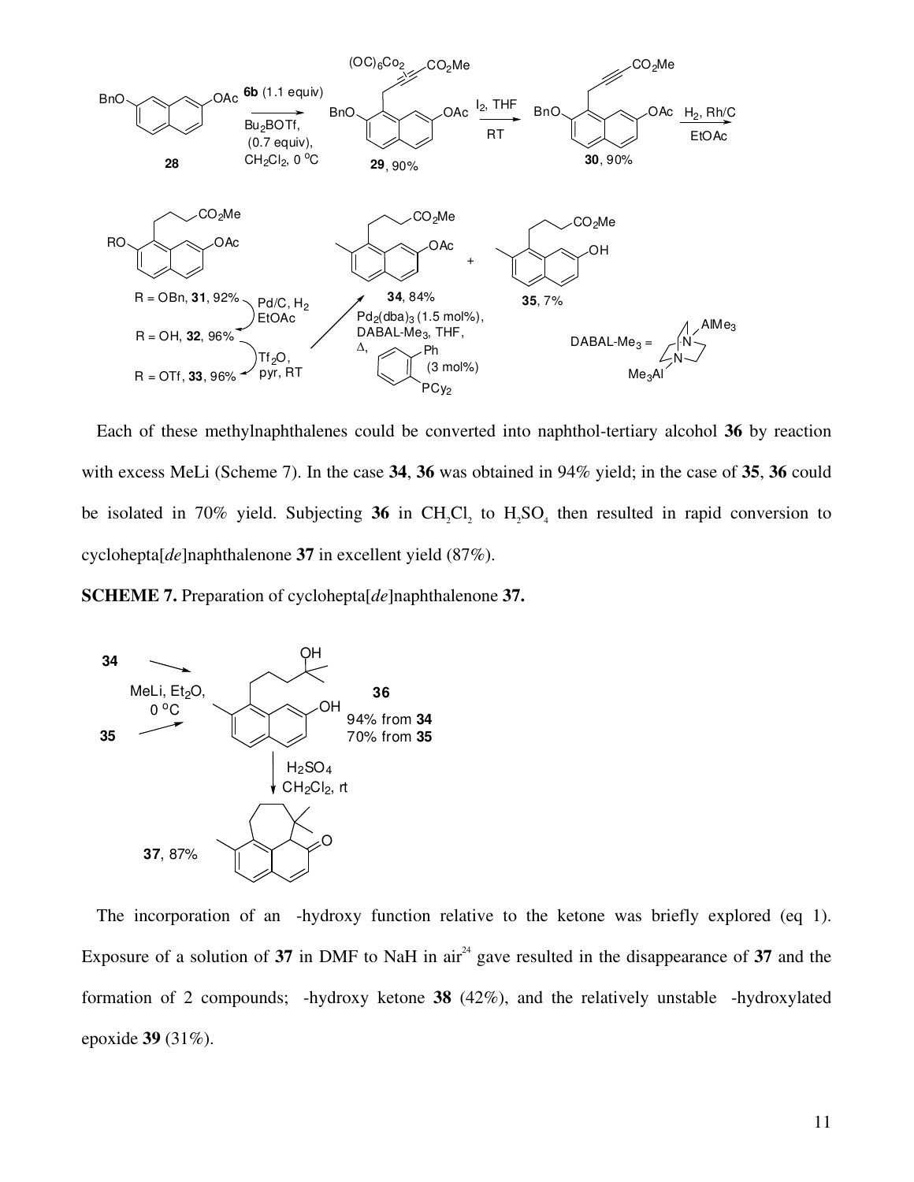Each of these methylnaphthalenes could be converted into naphthol-tertiary alcohol **36** by reaction with excess MeLi (Scheme 7). In the case **34**, **36** was obtained in 94% yield; in the case of **35**, **36** could be isolated in 70% yield. Subjecting **36** in $CH_2Cl_2$ to $H_2SO_4$ then resulted in rapid conversion to cyclohepta[*de*]naphthalenone **37** in excellent yield (87%).

**SCHEME 7.** Preparation of cyclohepta[*de*]naphthalenone **37.**

The incorporation of an -hydroxy function relative to the ketone was briefly explored (eq 1). Exposure of a solution of **37** in DMF to NaH in air[24] gave resulted in the disappearance of **37** and the formation of 2 compounds; -hydroxy ketone **38** (42%), and the relatively unstable -hydroxylated epoxide **39** (31%).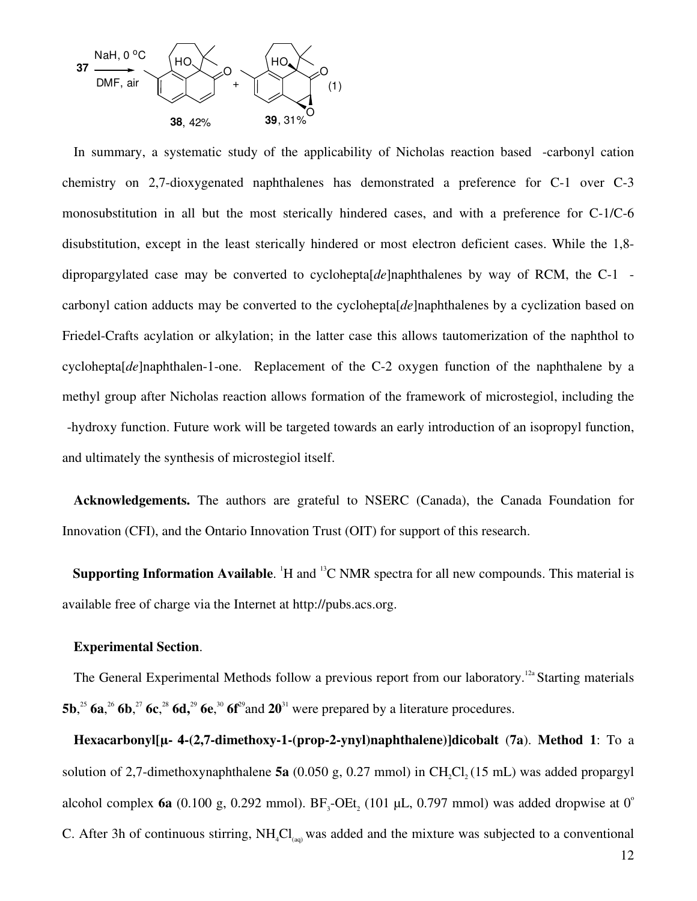**37** $\xrightarrow[\text{DMF, air}]{\text{NaH, 0 °C}}$ **38**, 42% + **39**, 31% (1)

In summary, a systematic study of the applicability of Nicholas reaction based -carbonyl cation chemistry on 2,7-dioxygenated naphthalenes has demonstrated a preference for C-1 over C-3 monosubstitution in all but the most sterically hindered cases, and with a preference for C-1/C-6 disubstitution, except in the least sterically hindered or most electron deficient cases. While the 1,8-dipropargylated case may be converted to cyclohepta[*de*]naphthalenes by way of RCM, the C-1 -carbonyl cation adducts may be converted to the cyclohepta[*de*]naphthalenes by a cyclization based on Friedel-Crafts acylation or alkylation; in the latter case this allows tautomerization of the naphthol to cyclohepta[*de*]naphthalen-1-one. Replacement of the C-2 oxygen function of the naphthalene by a methyl group after Nicholas reaction allows formation of the framework of microstegiol, including the -hydroxy function. Future work will be targeted towards an early introduction of an isopropyl function, and ultimately the synthesis of microstegiol itself.

**Acknowledgements.** The authors are grateful to NSERC (Canada), the Canada Foundation for Innovation (CFI), and the Ontario Innovation Trust (OIT) for support of this research.

**Supporting Information Available**. $^{1}$H and $^{13}$C NMR spectra for all new compounds. This material is available free of charge via the Internet at http://pubs.acs.org.

**Experimental Section**.

The General Experimental Methods follow a previous report from our laboratory.[12a] Starting materials **5b**,[25] **6a**,[26] **6b**,[27] **6c**,[28] **6d,**[29] **6e**,[30] **6f**[29] and **20**[31] were prepared by a literature procedures.

**Hexacarbonyl[µ- 4-(2,7-dimethoxy-1-(prop-2-ynyl)naphthalene)]dicobalt** (**7a**). **Method 1**: To a solution of 2,7-dimethoxynaphthalene **5a** (0.050 g, 0.27 mmol) in $CH_2Cl_2$ (15 mL) was added propargyl alcohol complex **6a** (0.100 g, 0.292 mmol). $BF_3$-$OEt_2$ (101 µL, 0.797 mmol) was added dropwise at 0° C. After 3h of continuous stirring, $NH_4Cl_{(aq)}$ was added and the mixture was subjected to a conventional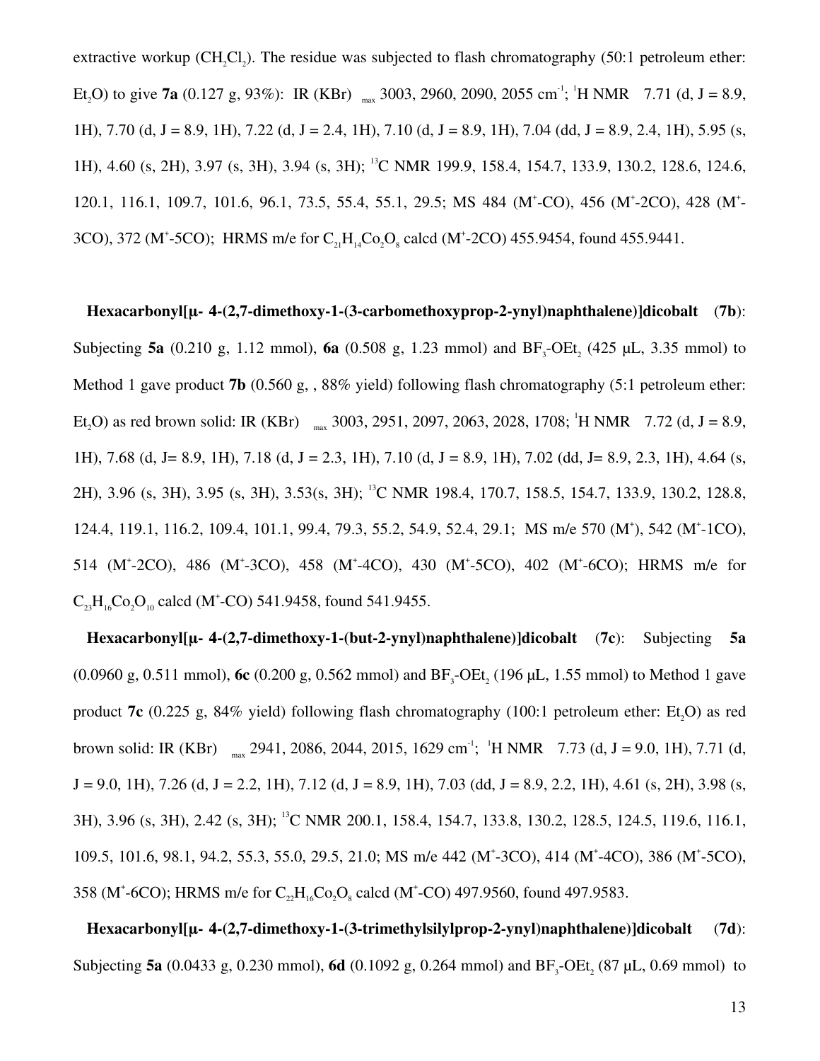extractive workup ($CH_2Cl_2$). The residue was subjected to flash chromatography (50:1 petroleum ether: $Et_2O$) to give **7a** (0.127 g, 93%): IR (KBr) $_{max}$ 3003, 2960, 2090, 2055 cm$^{-1}$; $^1$H NMR 7.71 (d, J = 8.9, 1H), 7.70 (d, J = 8.9, 1H), 7.22 (d, J = 2.4, 1H), 7.10 (d, J = 8.9, 1H), 7.04 (dd, J = 8.9, 2.4, 1H), 5.95 (s, 1H), 4.60 (s, 2H), 3.97 (s, 3H), 3.94 (s, 3H); $^{13}$C NMR 199.9, 158.4, 154.7, 133.9, 130.2, 128.6, 124.6, 120.1, 116.1, 109.7, 101.6, 96.1, 73.5, 55.4, 55.1, 29.5; MS 484 (M$^+$-CO), 456 (M$^+$-2CO), 428 (M$^+$-3CO), 372 (M$^+$-5CO); HRMS m/e for $C_{21}H_{14}Co_2O_8$ calcd (M$^+$-2CO) 455.9454, found 455.9441.

**Hexacarbonyl[μ- 4-(2,7-dimethoxy-1-(3-carbomethoxyprop-2-ynyl)naphthalene)]dicobalt** (**7b**): Subjecting **5a** (0.210 g, 1.12 mmol), **6a** (0.508 g, 1.23 mmol) and $BF_3$-$OEt_2$ (425 μL, 3.35 mmol) to Method 1 gave product **7b** (0.560 g, , 88% yield) following flash chromatography (5:1 petroleum ether: $Et_2O$) as red brown solid: IR (KBr) $_{max}$ 3003, 2951, 2097, 2063, 2028, 1708; $^1$H NMR 7.72 (d, J = 8.9, 1H), 7.68 (d, J= 8.9, 1H), 7.18 (d, J = 2.3, 1H), 7.10 (d, J = 8.9, 1H), 7.02 (dd, J= 8.9, 2.3, 1H), 4.64 (s, 2H), 3.96 (s, 3H), 3.95 (s, 3H), 3.53(s, 3H); $^{13}$C NMR 198.4, 170.7, 158.5, 154.7, 133.9, 130.2, 128.8, 124.4, 119.1, 116.2, 109.4, 101.1, 99.4, 79.3, 55.2, 54.9, 52.4, 29.1; MS m/e 570 (M$^+$), 542 (M$^+$-1CO), 514 (M$^+$-2CO), 486 (M$^+$-3CO), 458 (M$^+$-4CO), 430 (M$^+$-5CO), 402 (M$^+$-6CO); HRMS m/e for $C_{23}H_{16}Co_2O_{10}$ calcd (M$^+$-CO) 541.9458, found 541.9455.

**Hexacarbonyl[μ- 4-(2,7-dimethoxy-1-(but-2-ynyl)naphthalene)]dicobalt** (**7c**): Subjecting **5a** (0.0960 g, 0.511 mmol), **6c** (0.200 g, 0.562 mmol) and $BF_3$-$OEt_2$ (196 μL, 1.55 mmol) to Method 1 gave product **7c** (0.225 g, 84% yield) following flash chromatography (100:1 petroleum ether: $Et_2O$) as red brown solid: IR (KBr) $_{max}$ 2941, 2086, 2044, 2015, 1629 cm$^{-1}$; $^1$H NMR 7.73 (d, J = 9.0, 1H), 7.71 (d, J = 9.0, 1H), 7.26 (d, J = 2.2, 1H), 7.12 (d, J = 8.9, 1H), 7.03 (dd, J = 8.9, 2.2, 1H), 4.61 (s, 2H), 3.98 (s, 3H), 3.96 (s, 3H), 2.42 (s, 3H); $^{13}$C NMR 200.1, 158.4, 154.7, 133.8, 130.2, 128.5, 124.5, 119.6, 116.1, 109.5, 101.6, 98.1, 94.2, 55.3, 55.0, 29.5, 21.0; MS m/e 442 (M$^+$-3CO), 414 (M$^+$-4CO), 386 (M$^+$-5CO), 358 (M$^+$-6CO); HRMS m/e for $C_{22}H_{16}Co_2O_8$ calcd (M$^+$-CO) 497.9560, found 497.9583.

**Hexacarbonyl[μ- 4-(2,7-dimethoxy-1-(3-trimethylsilylprop-2-ynyl)naphthalene)]dicobalt** (**7d**): Subjecting **5a** (0.0433 g, 0.230 mmol), **6d** (0.1092 g, 0.264 mmol) and $BF_3$-$OEt_2$ (87 μL, 0.69 mmol) to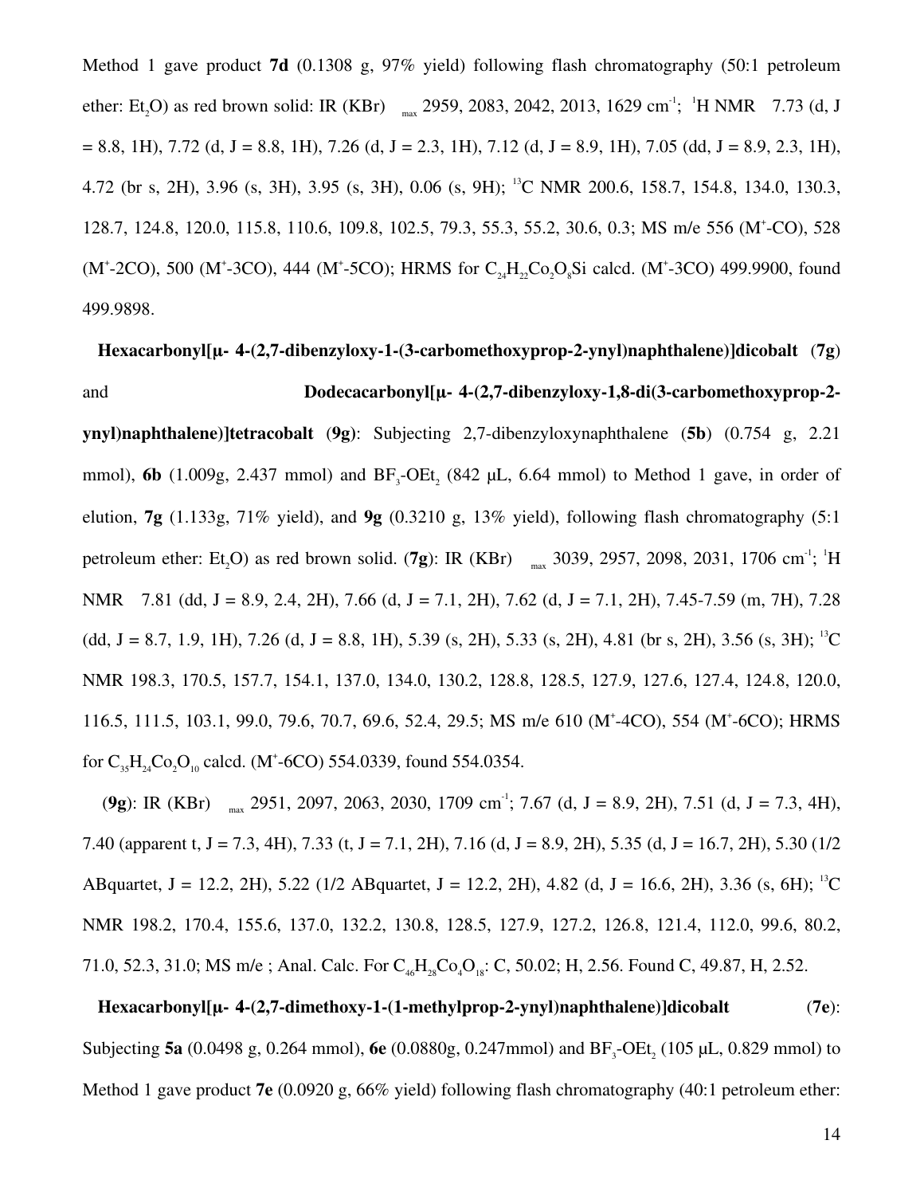Method 1 gave product **7d** (0.1308 g, 97% yield) following flash chromatography (50:1 petroleum ether: $Et_2O$) as red brown solid: IR (KBr) $\nu_{max}$ 2959, 2083, 2042, 2013, 1629 cm$^{-1}$; $^1$H NMR δ 7.73 (d, J = 8.8, 1H), 7.72 (d, J = 8.8, 1H), 7.26 (d, J = 2.3, 1H), 7.12 (d, J = 8.9, 1H), 7.05 (dd, J = 8.9, 2.3, 1H), 4.72 (br s, 2H), 3.96 (s, 3H), 3.95 (s, 3H), 0.06 (s, 9H); $^{13}$C NMR 200.6, 158.7, 154.8, 134.0, 130.3, 128.7, 124.8, 120.0, 115.8, 110.6, 109.8, 102.5, 79.3, 55.3, 55.2, 30.6, 0.3; MS m/e 556 ($M^+$-CO), 528 ($M^+$-2CO), 500 ($M^+$-3CO), 444 ($M^+$-5CO); HRMS for $C_{24}H_{22}Co_2O_8Si$ calcd. ($M^+$-3CO) 499.9900, found 499.9898.

**Hexacarbonyl[μ- 4-(2,7-dibenzyloxy-1-(3-carbomethoxyprop-2-ynyl)naphthalene)]dicobalt** (**7g**) and **Dodecacarbonyl[μ- 4-(2,7-dibenzyloxy-1,8-di(3-carbomethoxyprop-2-ynyl)naphthalene)]tetracobalt** (**9g**): Subjecting 2,7-dibenzyloxynaphthalene (**5b**) (0.754 g, 2.21 mmol), **6b** (1.009g, 2.437 mmol) and $BF_3$-$OEt_2$ (842 μL, 6.64 mmol) to Method 1 gave, in order of elution, **7g** (1.133g, 71% yield), and **9g** (0.3210 g, 13% yield), following flash chromatography (5:1 petroleum ether: $Et_2O$) as red brown solid. (**7g**): IR (KBr) $\nu_{max}$ 3039, 2957, 2098, 2031, 1706 cm$^{-1}$; $^1$H NMR δ 7.81 (dd, J = 8.9, 2.4, 2H), 7.66 (d, J = 7.1, 2H), 7.62 (d, J = 7.1, 2H), 7.45-7.59 (m, 7H), 7.28 (dd, J = 8.7, 1.9, 1H), 7.26 (d, J = 8.8, 1H), 5.39 (s, 2H), 5.33 (s, 2H), 4.81 (br s, 2H), 3.56 (s, 3H); $^{13}$C NMR 198.3, 170.5, 157.7, 154.1, 137.0, 134.0, 130.2, 128.8, 128.5, 127.9, 127.6, 127.4, 124.8, 120.0, 116.5, 111.5, 103.1, 99.0, 79.6, 70.7, 69.6, 52.4, 29.5; MS m/e 610 ($M^+$-4CO), 554 ($M^+$-6CO); HRMS for $C_{35}H_{24}Co_2O_{10}$ calcd. ($M^+$-6CO) 554.0339, found 554.0354.

(**9g**): IR (KBr) $\nu_{max}$ 2951, 2097, 2063, 2030, 1709 cm$^{-1}$; 7.67 (d, J = 8.9, 2H), 7.51 (d, J = 7.3, 4H), 7.40 (apparent t, J = 7.3, 4H), 7.33 (t, J = 7.1, 2H), 7.16 (d, J = 8.9, 2H), 5.35 (d, J = 16.7, 2H), 5.30 (1/2 ABquartet, J = 12.2, 2H), 5.22 (1/2 ABquartet, J = 12.2, 2H), 4.82 (d, J = 16.6, 2H), 3.36 (s, 6H); $^{13}$C NMR 198.2, 170.4, 155.6, 137.0, 132.2, 130.8, 128.5, 127.9, 127.2, 126.8, 121.4, 112.0, 99.6, 80.2, 71.0, 52.3, 31.0; MS m/e ; Anal. Calc. For $C_{46}H_{28}Co_4O_{18}$: C, 50.02; H, 2.56. Found C, 49.87, H, 2.52.

**Hexacarbonyl[μ- 4-(2,7-dimethoxy-1-(1-methylprop-2-ynyl)naphthalene)]dicobalt** (**7e**): Subjecting **5a** (0.0498 g, 0.264 mmol), **6e** (0.0880g, 0.247mmol) and $BF_3$-$OEt_2$ (105 μL, 0.829 mmol) to Method 1 gave product **7e** (0.0920 g, 66% yield) following flash chromatography (40:1 petroleum ether: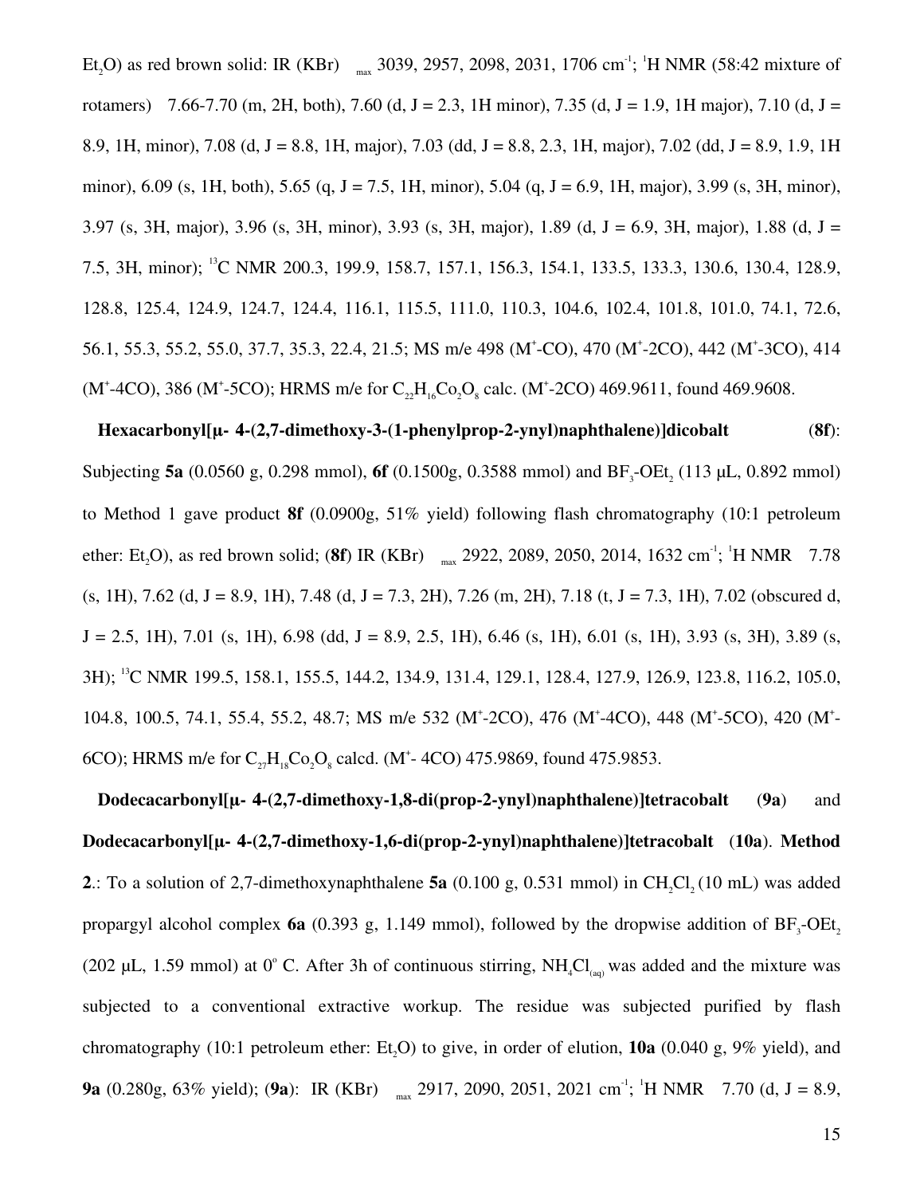$Et_2O$) as red brown solid: IR (KBr) $\nu_{max}$ 3039, 2957, 2098, 2031, 1706 $cm^{-1}$; $^1H$ NMR (58:42 mixture of rotamers) $\delta$ 7.66-7.70 (m, 2H, both), 7.60 (d, J = 2.3, 1H minor), 7.35 (d, J = 1.9, 1H major), 7.10 (d, J = 8.9, 1H, minor), 7.08 (d, J = 8.8, 1H, major), 7.03 (dd, J = 8.8, 2.3, 1H, major), 7.02 (dd, J = 8.9, 1.9, 1H minor), 6.09 (s, 1H, both), 5.65 (q, J = 7.5, 1H, minor), 5.04 (q, J = 6.9, 1H, major), 3.99 (s, 3H, minor), 3.97 (s, 3H, major), 3.96 (s, 3H, minor), 3.93 (s, 3H, major), 1.89 (d, J = 6.9, 3H, major), 1.88 (d, J = 7.5, 3H, minor); $^{13}C$ NMR 200.3, 199.9, 158.7, 157.1, 156.3, 154.1, 133.5, 133.3, 130.6, 130.4, 128.9, 128.8, 125.4, 124.9, 124.7, 124.4, 116.1, 115.5, 111.0, 110.3, 104.6, 102.4, 101.8, 101.0, 74.1, 72.6, 56.1, 55.3, 55.2, 55.0, 37.7, 35.3, 22.4, 21.5; MS m/e 498 ($M^+$-CO), 470 ($M^+$-2CO), 442 ($M^+$-3CO), 414 ($M^+$-4CO), 386 ($M^+$-5CO); HRMS m/e for $C_{22}H_{16}Co_2O_8$ calc. ($M^+$-2CO) 469.9611, found 469.9608.

**Hexacarbonyl[μ- 4-(2,7-dimethoxy-3-(1-phenylprop-2-ynyl)naphthalene)]dicobalt** (**8f**): Subjecting **5a** (0.0560 g, 0.298 mmol), **6f** (0.1500g, 0.3588 mmol) and $BF_3$-$OEt_2$ (113 μL, 0.892 mmol) to Method 1 gave product **8f** (0.0900g, 51% yield) following flash chromatography (10:1 petroleum ether: $Et_2O$), as red brown solid; (**8f**) IR (KBr) $\nu_{max}$ 2922, 2089, 2050, 2014, 1632 $cm^{-1}$; $^1H$ NMR $\delta$ 7.78 (s, 1H), 7.62 (d, J = 8.9, 1H), 7.48 (d, J = 7.3, 2H), 7.26 (m, 2H), 7.18 (t, J = 7.3, 1H), 7.02 (obscured d, J = 2.5, 1H), 7.01 (s, 1H), 6.98 (dd, J = 8.9, 2.5, 1H), 6.46 (s, 1H), 6.01 (s, 1H), 3.93 (s, 3H), 3.89 (s, 3H); $^{13}C$ NMR 199.5, 158.1, 155.5, 144.2, 134.9, 131.4, 129.1, 128.4, 127.9, 126.9, 123.8, 116.2, 105.0, 104.8, 100.5, 74.1, 55.4, 55.2, 48.7; MS m/e 532 ($M^+$-2CO), 476 ($M^+$-4CO), 448 ($M^+$-5CO), 420 ($M^+$-6CO); HRMS m/e for $C_{27}H_{18}Co_2O_8$ calcd. ($M^+$- 4CO) 475.9869, found 475.9853.

**Dodecacarbonyl[μ- 4-(2,7-dimethoxy-1,8-di(prop-2-ynyl)naphthalene)]tetracobalt** (**9a**) and **Dodecacarbonyl[μ- 4-(2,7-dimethoxy-1,6-di(prop-2-ynyl)naphthalene)]tetracobalt** (**10a**). **Method 2**.: To a solution of 2,7-dimethoxynaphthalene **5a** (0.100 g, 0.531 mmol) in $CH_2Cl_2$ (10 mL) was added propargyl alcohol complex **6a** (0.393 g, 1.149 mmol), followed by the dropwise addition of $BF_3$-$OEt_2$ (202 μL, 1.59 mmol) at 0° C. After 3h of continuous stirring, $NH_4Cl_{(aq)}$ was added and the mixture was subjected to a conventional extractive workup. The residue was subjected purified by flash chromatography (10:1 petroleum ether: $Et_2O$) to give, in order of elution, **10a** (0.040 g, 9% yield), and **9a** (0.280g, 63% yield); (**9a**): IR (KBr) $\nu_{max}$ 2917, 2090, 2051, 2021 $cm^{-1}$; $^1H$ NMR $\delta$ 7.70 (d, J = 8.9,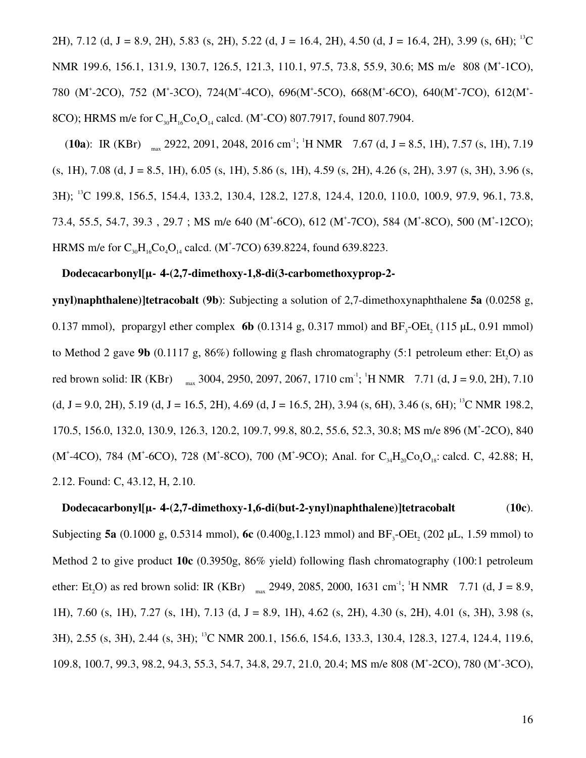2H), 7.12 (d, J = 8.9, 2H), 5.83 (s, 2H), 5.22 (d, J = 16.4, 2H), 4.50 (d, J = 16.4, 2H), 3.99 (s, 6H); $^{13}$C NMR 199.6, 156.1, 131.9, 130.7, 126.5, 121.3, 110.1, 97.5, 73.8, 55.9, 30.6; MS m/e 808 ($M^+$-1CO), 780 ($M^+$-2CO), 752 ($M^+$-3CO), 724($M^+$-4CO), 696($M^+$-5CO), 668($M^+$-6CO), 640($M^+$-7CO), 612($M^+$-8CO); HRMS m/e for $C_{30}H_{16}Co_4O_{14}$ calcd. ($M^+$-CO) 807.7917, found 807.7904.

(**10a**): IR (KBr) $\nu_{max}$ 2922, 2091, 2048, 2016 cm$^{-1}$; $^1$H NMR $\delta$ 7.67 (d, J = 8.5, 1H), 7.57 (s, 1H), 7.19 (s, 1H), 7.08 (d, J = 8.5, 1H), 6.05 (s, 1H), 5.86 (s, 1H), 4.59 (s, 2H), 4.26 (s, 2H), 3.97 (s, 3H), 3.96 (s, 3H); $^{13}$C 199.8, 156.5, 154.4, 133.2, 130.4, 128.2, 127.8, 124.4, 120.0, 110.0, 100.9, 97.9, 96.1, 73.8, 73.4, 55.5, 54.7, 39.3 , 29.7 ; MS m/e 640 ($M^+$-6CO), 612 ($M^+$-7CO), 584 ($M^+$-8CO), 500 ($M^+$-12CO); HRMS m/e for $C_{30}H_{16}Co_4O_{14}$ calcd. ($M^+$-7CO) 639.8224, found 639.8223.

**Dodecacarbonyl[μ- 4-(2,7-dimethoxy-1,8-di(3-carbomethoxyprop-2-ynyl)naphthalene)]tetracobalt** (**9b**): Subjecting a solution of 2,7-dimethoxynaphthalene **5a** (0.0258 g, 0.137 mmol), propargyl ether complex **6b** (0.1314 g, 0.317 mmol) and $BF_3$-$OEt_2$ (115 μL, 0.91 mmol) to Method 2 gave **9b** (0.1117 g, 86%) following g flash chromatography (5:1 petroleum ether: $Et_2O$) as red brown solid: IR (KBr) $\nu_{max}$ 3004, 2950, 2097, 2067, 1710 cm$^{-1}$; $^1$H NMR $\delta$ 7.71 (d, J = 9.0, 2H), 7.10 (d, J = 9.0, 2H), 5.19 (d, J = 16.5, 2H), 4.69 (d, J = 16.5, 2H), 3.94 (s, 6H), 3.46 (s, 6H); $^{13}$C NMR 198.2, 170.5, 156.0, 132.0, 130.9, 126.3, 120.2, 109.7, 99.8, 80.2, 55.6, 52.3, 30.8; MS m/e 896 ($M^+$-2CO), 840 ($M^+$-4CO), 784 ($M^+$-6CO), 728 ($M^+$-8CO), 700 ($M^+$-9CO); Anal. for $C_{34}H_{20}Co_4O_{18}$: calcd. C, 42.88; H, 2.12. Found: C, 43.12, H, 2.10.

**Dodecacarbonyl[μ- 4-(2,7-dimethoxy-1,6-di(but-2-ynyl)naphthalene)]tetracobalt** (**10c**). Subjecting **5a** (0.1000 g, 0.5314 mmol), **6c** (0.400g,1.123 mmol) and $BF_3$-$OEt_2$ (202 μL, 1.59 mmol) to Method 2 to give product **10c** (0.3950g, 86% yield) following flash chromatography (100:1 petroleum ether: $Et_2O$) as red brown solid: IR (KBr) $\nu_{max}$ 2949, 2085, 2000, 1631 cm$^{-1}$; $^1$H NMR $\delta$ 7.71 (d, J = 8.9, 1H), 7.60 (s, 1H), 7.27 (s, 1H), 7.13 (d, J = 8.9, 1H), 4.62 (s, 2H), 4.30 (s, 2H), 4.01 (s, 3H), 3.98 (s, 3H), 2.55 (s, 3H), 2.44 (s, 3H); $^{13}$C NMR 200.1, 156.6, 154.6, 133.3, 130.4, 128.3, 127.4, 124.4, 119.6, 109.8, 100.7, 99.3, 98.2, 94.3, 55.3, 54.7, 34.8, 29.7, 21.0, 20.4; MS m/e 808 ($M^+$-2CO), 780 ($M^+$-3CO),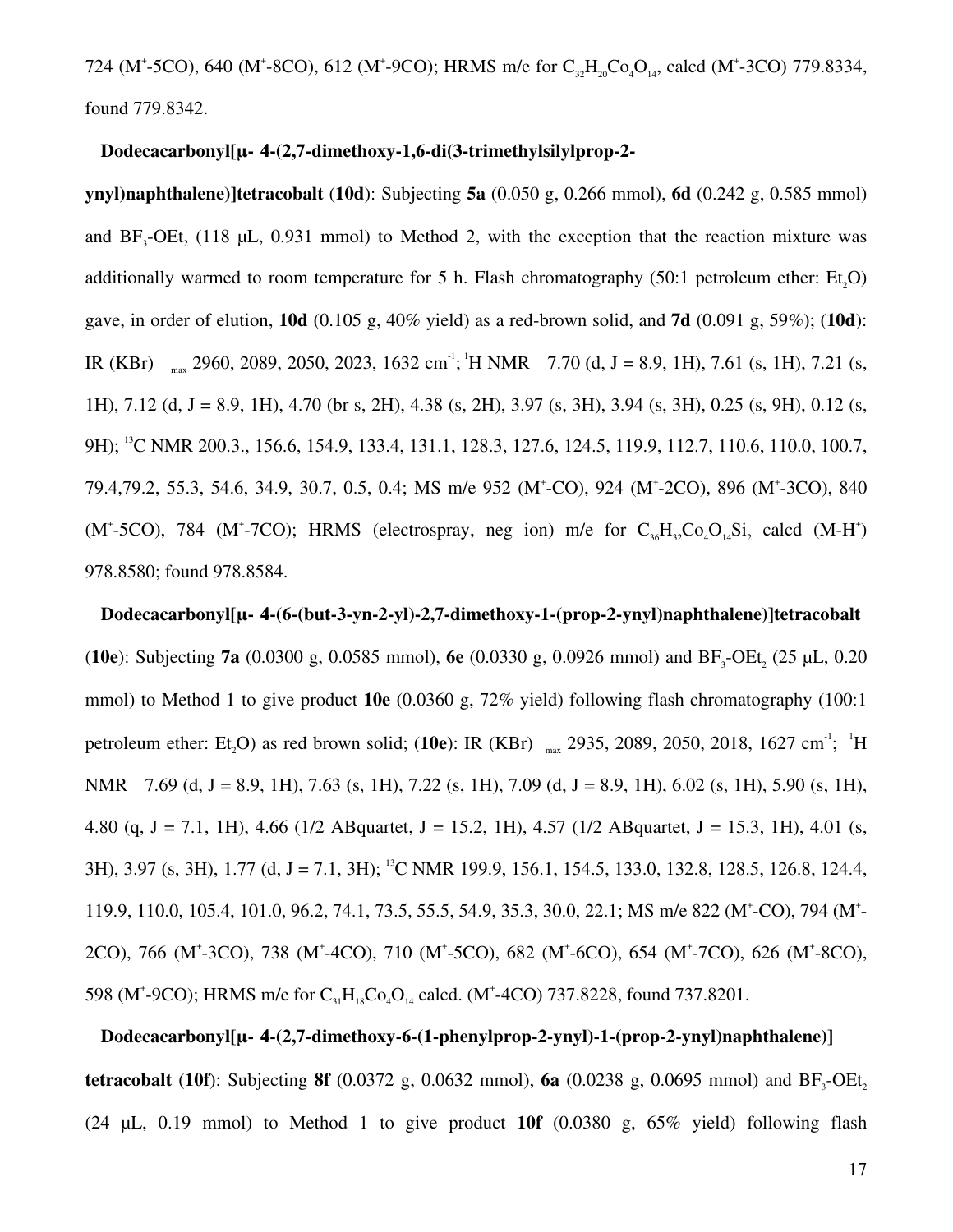724 ($M^+$-5CO), 640 ($M^+$-8CO), 612 ($M^+$-9CO); HRMS m/e for $C_{32}H_{20}Co_4O_{14}$, calcd ($M^+$-3CO) 779.8334, found 779.8342.

**Dodecacarbonyl[μ- 4-(2,7-dimethoxy-1,6-di(3-trimethylsilylprop-2-ynyl)naphthalene)]tetracobalt (10d)**: Subjecting **5a** (0.050 g, 0.266 mmol), **6d** (0.242 g, 0.585 mmol) and $BF_3$-$OEt_2$ (118 μL, 0.931 mmol) to Method 2, with the exception that the reaction mixture was additionally warmed to room temperature for 5 h. Flash chromatography (50:1 petroleum ether: $Et_2O$) gave, in order of elution, **10d** (0.105 g, 40% yield) as a red-brown solid, and **7d** (0.091 g, 59%); (**10d**): IR (KBr) $_{max}$ 2960, 2089, 2050, 2023, 1632 $cm^{-1}$; $^1$H NMR 7.70 (d, J = 8.9, 1H), 7.61 (s, 1H), 7.21 (s, 1H), 7.12 (d, J = 8.9, 1H), 4.70 (br s, 2H), 4.38 (s, 2H), 3.97 (s, 3H), 3.94 (s, 3H), 0.25 (s, 9H), 0.12 (s, 9H); $^{13}$C NMR 200.3., 156.6, 154.9, 133.4, 131.1, 128.3, 127.6, 124.5, 119.9, 112.7, 110.6, 110.0, 100.7, 79.4,79.2, 55.3, 54.6, 34.9, 30.7, 0.5, 0.4; MS m/e 952 ($M^+$-CO), 924 ($M^+$-2CO), 896 ($M^+$-3CO), 840 ($M^+$-5CO), 784 ($M^+$-7CO); HRMS (electrospray, neg ion) m/e for $C_{36}H_{32}Co_4O_{14}Si_2$ calcd ($M$-$H^+$) 978.8580; found 978.8584.

**Dodecacarbonyl[μ- 4-(6-(but-3-yn-2-yl)-2,7-dimethoxy-1-(prop-2-ynyl)naphthalene)]tetracobalt (10e)**: Subjecting **7a** (0.0300 g, 0.0585 mmol), **6e** (0.0330 g, 0.0926 mmol) and $BF_3$-$OEt_2$ (25 μL, 0.20 mmol) to Method 1 to give product **10e** (0.0360 g, 72% yield) following flash chromatography (100:1 petroleum ether: $Et_2O$) as red brown solid; (**10e**): IR (KBr) $_{max}$ 2935, 2089, 2050, 2018, 1627 $cm^{-1}$; $^1$H NMR 7.69 (d, J = 8.9, 1H), 7.63 (s, 1H), 7.22 (s, 1H), 7.09 (d, J = 8.9, 1H), 6.02 (s, 1H), 5.90 (s, 1H), 4.80 (q, J = 7.1, 1H), 4.66 (1/2 ABquartet, J = 15.2, 1H), 4.57 (1/2 ABquartet, J = 15.3, 1H), 4.01 (s, 3H), 3.97 (s, 3H), 1.77 (d, J = 7.1, 3H); $^{13}$C NMR 199.9, 156.1, 154.5, 133.0, 132.8, 128.5, 126.8, 124.4, 119.9, 110.0, 105.4, 101.0, 96.2, 74.1, 73.5, 55.5, 54.9, 35.3, 30.0, 22.1; MS m/e 822 ($M^+$-CO), 794 ($M^+$-2CO), 766 ($M^+$-3CO), 738 ($M^+$-4CO), 710 ($M^+$-5CO), 682 ($M^+$-6CO), 654 ($M^+$-7CO), 626 ($M^+$-8CO), 598 ($M^+$-9CO); HRMS m/e for $C_{31}H_{18}Co_4O_{14}$ calcd. ($M^+$-4CO) 737.8228, found 737.8201.

**Dodecacarbonyl[μ- 4-(2,7-dimethoxy-6-(1-phenylprop-2-ynyl)-1-(prop-2-ynyl)naphthalene)] tetracobalt (10f)**: Subjecting **8f** (0.0372 g, 0.0632 mmol), **6a** (0.0238 g, 0.0695 mmol) and $BF_3$-$OEt_2$ (24 μL, 0.19 mmol) to Method 1 to give product **10f** (0.0380 g, 65% yield) following flash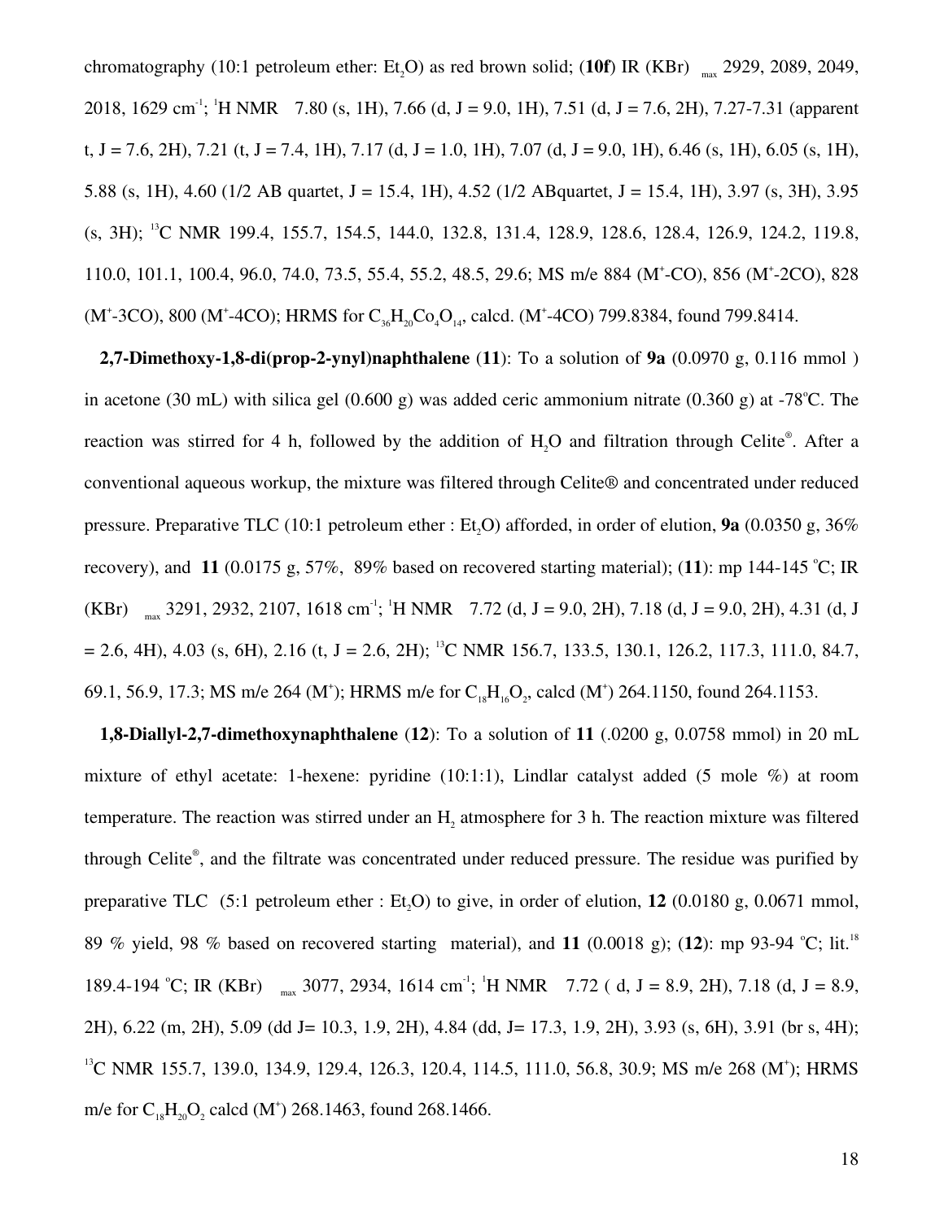chromatography (10:1 petroleum ether: $Et_2O$) as red brown solid; (**10f**) IR (KBr) $\nu_{max}$ 2929, 2089, 2049, 2018, 1629 $cm^{-1}$; $^1H$ NMR δ 7.80 (s, 1H), 7.66 (d, J = 9.0, 1H), 7.51 (d, J = 7.6, 2H), 7.27-7.31 (apparent t, J = 7.6, 2H), 7.21 (t, J = 7.4, 1H), 7.17 (d, J = 1.0, 1H), 7.07 (d, J = 9.0, 1H), 6.46 (s, 1H), 6.05 (s, 1H), 5.88 (s, 1H), 4.60 (1/2 AB quartet, J = 15.4, 1H), 4.52 (1/2 ABquartet, J = 15.4, 1H), 3.97 (s, 3H), 3.95 (s, 3H); $^{13}C$ NMR 199.4, 155.7, 154.5, 144.0, 132.8, 131.4, 128.9, 128.6, 128.4, 126.9, 124.2, 119.8, 110.0, 101.1, 100.4, 96.0, 74.0, 73.5, 55.4, 55.2, 48.5, 29.6; MS m/e 884 ($M^+$-CO), 856 ($M^+$-2CO), 828 ($M^+$-3CO), 800 ($M^+$-4CO); HRMS for $C_{36}H_{20}Co_4O_{14}$, calcd. ($M^+$-4CO) 799.8384, found 799.8414.

**2,7-Dimethoxy-1,8-di(prop-2-ynyl)naphthalene** (**11**): To a solution of **9a** (0.0970 g, 0.116 mmol ) in acetone (30 mL) with silica gel (0.600 g) was added ceric ammonium nitrate (0.360 g) at -78°C. The reaction was stirred for 4 h, followed by the addition of $H_2O$ and filtration through Celite®. After a conventional aqueous workup, the mixture was filtered through Celite® and concentrated under reduced pressure. Preparative TLC (10:1 petroleum ether : $Et_2O$) afforded, in order of elution, **9a** (0.0350 g, 36% recovery), and **11** (0.0175 g, 57%, 89% based on recovered starting material); (**11**): mp 144-145 °C; IR (KBr) $\nu_{max}$ 3291, 2932, 2107, 1618 $cm^{-1}$; $^1H$ NMR δ 7.72 (d, J = 9.0, 2H), 7.18 (d, J = 9.0, 2H), 4.31 (d, J = 2.6, 4H), 4.03 (s, 6H), 2.16 (t, J = 2.6, 2H); $^{13}C$ NMR 156.7, 133.5, 130.1, 126.2, 117.3, 111.0, 84.7, 69.1, 56.9, 17.3; MS m/e 264 ($M^+$); HRMS m/e for $C_{18}H_{16}O_2$, calcd ($M^+$) 264.1150, found 264.1153.

**1,8-Diallyl-2,7-dimethoxynaphthalene** (**12**): To a solution of **11** (.0200 g, 0.0758 mmol) in 20 mL mixture of ethyl acetate: 1-hexene: pyridine (10:1:1), Lindlar catalyst added (5 mole %) at room temperature. The reaction was stirred under an $H_2$ atmosphere for 3 h. The reaction mixture was filtered through Celite®, and the filtrate was concentrated under reduced pressure. The residue was purified by preparative TLC (5:1 petroleum ether : $Et_2O$) to give, in order of elution, **12** (0.0180 g, 0.0671 mmol, 89 % yield, 98 % based on recovered starting material), and **11** (0.0018 g); (**12**): mp 93-94 °C; lit.[18] 189.4-194 °C; IR (KBr) $\nu_{max}$ 3077, 2934, 1614 $cm^{-1}$; $^1H$ NMR δ 7.72 ( d, J = 8.9, 2H), 7.18 (d, J = 8.9, 2H), 6.22 (m, 2H), 5.09 (dd J= 10.3, 1.9, 2H), 4.84 (dd, J= 17.3, 1.9, 2H), 3.93 (s, 6H), 3.91 (br s, 4H); $^{13}C$ NMR 155.7, 139.0, 134.9, 129.4, 126.3, 120.4, 114.5, 111.0, 56.8, 30.9; MS m/e 268 ($M^+$); HRMS m/e for $C_{18}H_{20}O_2$ calcd ($M^+$) 268.1463, found 268.1466.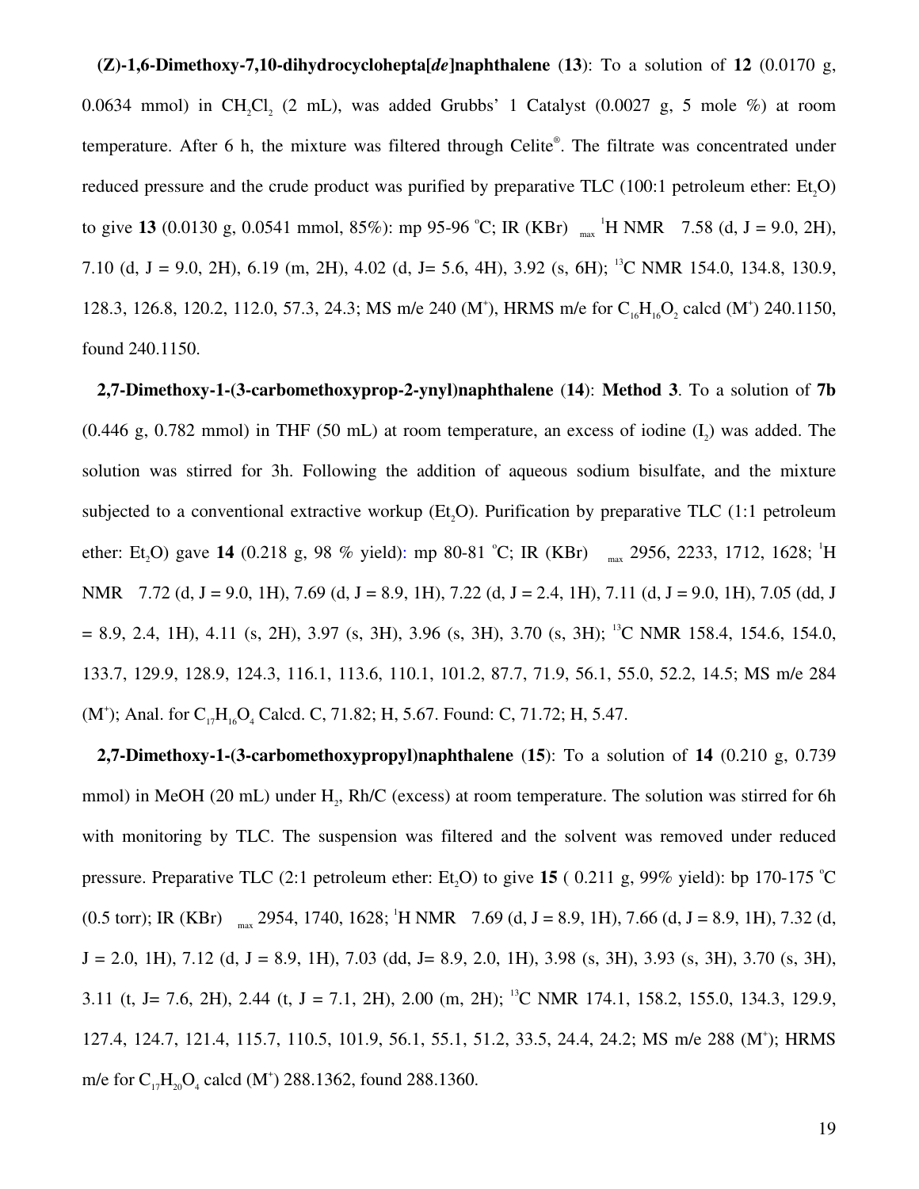**(Z)-1,6-Dimethoxy-7,10-dihydrocyclohepta[*de*]naphthalene** (**13**): To a solution of **12** (0.0170 g, 0.0634 mmol) in $CH_2Cl_2$ (2 mL), was added Grubbs' 1 Catalyst (0.0027 g, 5 mole %) at room temperature. After 6 h, the mixture was filtered through Celite®. The filtrate was concentrated under reduced pressure and the crude product was purified by preparative TLC (100:1 petroleum ether: $Et_2O$) to give **13** (0.0130 g, 0.0541 mmol, 85%): mp 95-96 °C; IR (KBr) $_{max}$ $^1$H NMR 7.58 (d, J = 9.0, 2H), 7.10 (d, J = 9.0, 2H), 6.19 (m, 2H), 4.02 (d, J= 5.6, 4H), 3.92 (s, 6H); $^{13}$C NMR 154.0, 134.8, 130.9, 128.3, 126.8, 120.2, 112.0, 57.3, 24.3; MS m/e 240 ($M^+$), HRMS m/e for $C_{16}H_{16}O_2$ calcd ($M^+$) 240.1150, found 240.1150.

**2,7-Dimethoxy-1-(3-carbomethoxyprop-2-ynyl)naphthalene** (**14**): **Method 3**. To a solution of **7b** (0.446 g, 0.782 mmol) in THF (50 mL) at room temperature, an excess of iodine ($I_2$) was added. The solution was stirred for 3h. Following the addition of aqueous sodium bisulfate, and the mixture subjected to a conventional extractive workup ($Et_2O$). Purification by preparative TLC (1:1 petroleum ether: $Et_2O$) gave **14** (0.218 g, 98 % yield): mp 80-81 °C; IR (KBr) $_{max}$ 2956, 2233, 1712, 1628; $^1$H NMR 7.72 (d, J = 9.0, 1H), 7.69 (d, J = 8.9, 1H), 7.22 (d, J = 2.4, 1H), 7.11 (d, J = 9.0, 1H), 7.05 (dd, J = 8.9, 2.4, 1H), 4.11 (s, 2H), 3.97 (s, 3H), 3.96 (s, 3H), 3.70 (s, 3H); $^{13}$C NMR 158.4, 154.6, 154.0, 133.7, 129.9, 128.9, 124.3, 116.1, 113.6, 110.1, 101.2, 87.7, 71.9, 56.1, 55.0, 52.2, 14.5; MS m/e 284 ($M^+$); Anal. for $C_{17}H_{16}O_4$ Calcd. C, 71.82; H, 5.67. Found: C, 71.72; H, 5.47.

**2,7-Dimethoxy-1-(3-carbomethoxypropyl)naphthalene** (**15**): To a solution of **14** (0.210 g, 0.739 mmol) in MeOH (20 mL) under $H_2$, Rh/C (excess) at room temperature. The solution was stirred for 6h with monitoring by TLC. The suspension was filtered and the solvent was removed under reduced pressure. Preparative TLC (2:1 petroleum ether: $Et_2O$) to give **15** ( 0.211 g, 99% yield): bp 170-175 °C (0.5 torr); IR (KBr) $_{max}$ 2954, 1740, 1628; $^1$H NMR 7.69 (d, J = 8.9, 1H), 7.66 (d, J = 8.9, 1H), 7.32 (d, J = 2.0, 1H), 7.12 (d, J = 8.9, 1H), 7.03 (dd, J= 8.9, 2.0, 1H), 3.98 (s, 3H), 3.93 (s, 3H), 3.70 (s, 3H), 3.11 (t, J= 7.6, 2H), 2.44 (t, J = 7.1, 2H), 2.00 (m, 2H); $^{13}$C NMR 174.1, 158.2, 155.0, 134.3, 129.9, 127.4, 124.7, 121.4, 115.7, 110.5, 101.9, 56.1, 55.1, 51.2, 33.5, 24.4, 24.2; MS m/e 288 ($M^+$); HRMS m/e for $C_{17}H_{20}O_4$ calcd ($M^+$) 288.1362, found 288.1360.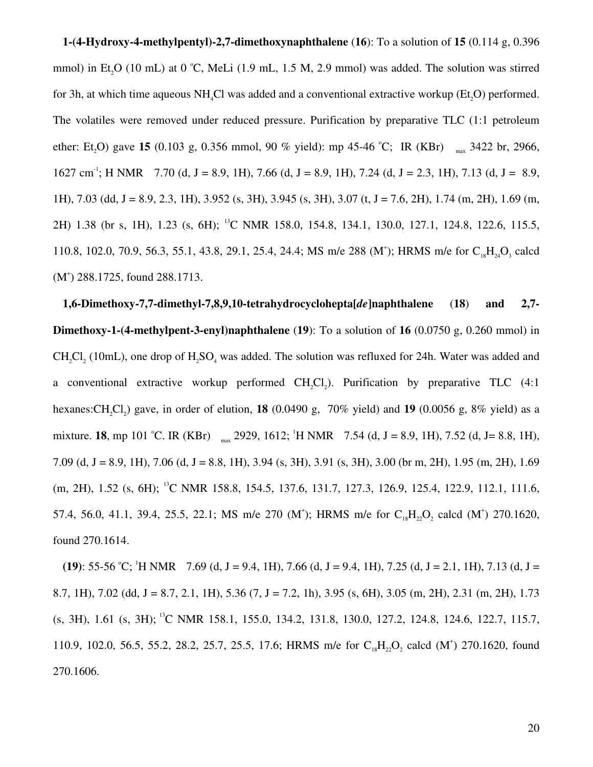**1-(4-Hydroxy-4-methylpentyl)-2,7-dimethoxynaphthalene** (**16**): To a solution of **15** (0.114 g, 0.396 mmol) in $Et_2O$ (10 mL) at 0 °C, MeLi (1.9 mL, 1.5 M, 2.9 mmol) was added. The solution was stirred for 3h, at which time aqueous $NH_4Cl$ was added and a conventional extractive workup ($Et_2O$) performed. The volatiles were removed under reduced pressure. Purification by preparative TLC (1:1 petroleum ether: $Et_2O$) gave **15** (0.103 g, 0.356 mmol, 90 % yield): mp 45-46 °C; IR (KBr) $_{max}$ 3422 br, 2966, 1627 cm$^{-1}$; H NMR 7.70 (d, J = 8.9, 1H), 7.66 (d, J = 8.9, 1H), 7.24 (d, J = 2.3, 1H), 7.13 (d, J = 8.9, 1H), 7.03 (dd, J = 8.9, 2.3, 1H), 3.952 (s, 3H), 3.945 (s, 3H), 3.07 (t, J = 7.6, 2H), 1.74 (m, 2H), 1.69 (m, 2H) 1.38 (br s, 1H), 1.23 (s, 6H); $^{13}$C NMR 158.0, 154.8, 134.1, 130.0, 127.1, 124.8, 122.6, 115.5, 110.8, 102.0, 70.9, 56.3, 55.1, 43.8, 29.1, 25.4, 24.4; MS m/e 288 ($M^+$); HRMS m/e for $C_{18}H_{24}O_3$ calcd ($M^+$) 288.1725, found 288.1713.

**1,6-Dimethoxy-7,7-dimethyl-7,8,9,10-tetrahydrocyclohepta[*de*]naphthalene** (**18**) and **2,7-Dimethoxy-1-(4-methylpent-3-enyl)naphthalene** (**19**): To a solution of **16** (0.0750 g, 0.260 mmol) in $CH_2Cl_2$ (10mL), one drop of $H_2SO_4$ was added. The solution was refluxed for 24h. Water was added and a conventional extractive workup performed $CH_2Cl_2$). Purification by preparative TLC (4:1 hexanes:$CH_2Cl_2$) gave, in order of elution, **18** (0.0490 g, 70% yield) and **19** (0.0056 g, 8% yield) as a mixture. **18**, mp 101 °C. IR (KBr) $_{max}$ 2929, 1612; $^1$H NMR 7.54 (d, J = 8.9, 1H), 7.52 (d, J= 8.8, 1H), 7.09 (d, J = 8.9, 1H), 7.06 (d, J = 8.8, 1H), 3.94 (s, 3H), 3.91 (s, 3H), 3.00 (br m, 2H), 1.95 (m, 2H), 1.69 (m, 2H), 1.52 (s, 6H); $^{13}$C NMR 158.8, 154.5, 137.6, 131.7, 127.3, 126.9, 125.4, 122.9, 112.1, 111.6, 57.4, 56.0, 41.1, 39.4, 25.5, 22.1; MS m/e 270 ($M^+$); HRMS m/e for $C_{18}H_{22}O_2$ calcd ($M^+$) 270.1620, found 270.1614.

(**19**): 55-56 °C; $^1$H NMR 7.69 (d, J = 9.4, 1H), 7.66 (d, J = 9.4, 1H), 7.25 (d, J = 2.1, 1H), 7.13 (d, J = 8.7, 1H), 7.02 (dd, J = 8.7, 2.1, 1H), 5.36 (7, J = 7.2, 1h), 3.95 (s, 6H), 3.05 (m, 2H), 2.31 (m, 2H), 1.73 (s, 3H), 1.61 (s, 3H); $^{13}$C NMR 158.1, 155.0, 134.2, 131.8, 130.0, 127.2, 124.8, 124.6, 122.7, 115.7, 110.9, 102.0, 56.5, 55.2, 28.2, 25.7, 25.5, 17.6; HRMS m/e for $C_{18}H_{22}O_2$ calcd ($M^+$) 270.1620, found 270.1606.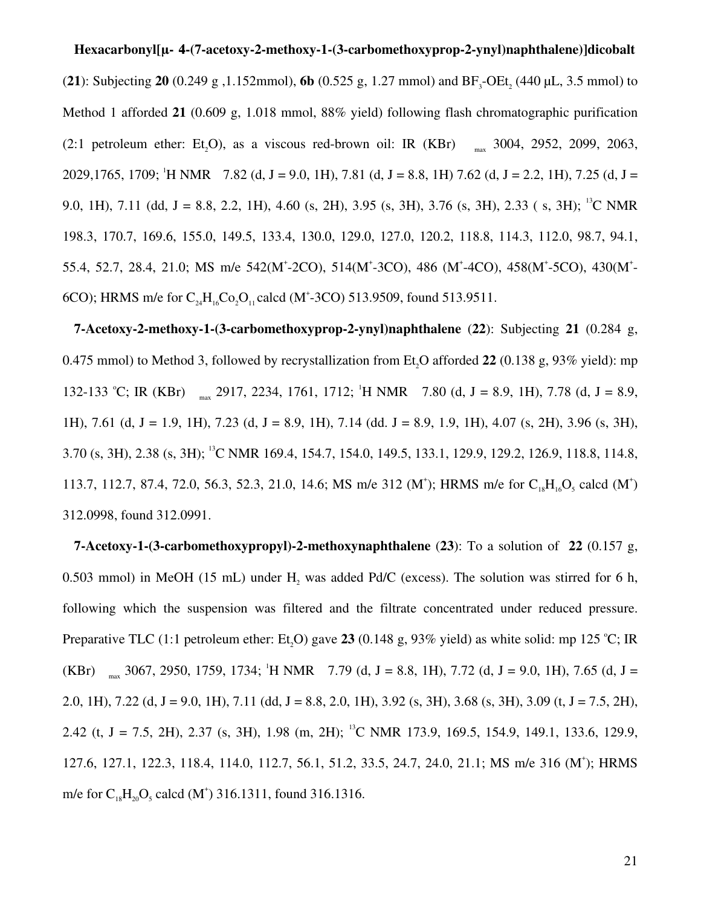**Hexacarbonyl[μ- 4-(7-acetoxy-2-methoxy-1-(3-carbomethoxyprop-2-ynyl)naphthalene)]dicobalt** (**21**): Subjecting **20** (0.249 g ,1.152mmol), **6b** (0.525 g, 1.27 mmol) and $BF_3$-$OEt_2$ (440 μL, 3.5 mmol) to Method 1 afforded **21** (0.609 g, 1.018 mmol, 88% yield) following flash chromatographic purification (2:1 petroleum ether: $Et_2O$), as a viscous red-brown oil: IR (KBr) $_{max}$ 3004, 2952, 2099, 2063, 2029,1765, 1709; $^1$H NMR 7.82 (d, J = 9.0, 1H), 7.81 (d, J = 8.8, 1H) 7.62 (d, J = 2.2, 1H), 7.25 (d, J = 9.0, 1H), 7.11 (dd, J = 8.8, 2.2, 1H), 4.60 (s, 2H), 3.95 (s, 3H), 3.76 (s, 3H), 2.33 ( s, 3H); $^{13}$C NMR 198.3, 170.7, 169.6, 155.0, 149.5, 133.4, 130.0, 129.0, 127.0, 120.2, 118.8, 114.3, 112.0, 98.7, 94.1, 55.4, 52.7, 28.4, 21.0; MS m/e 542($M^+$-2CO), 514($M^+$-3CO), 486 ($M^+$-4CO), 458($M^+$-5CO), 430($M^+$-6CO); HRMS m/e for $C_{24}H_{16}Co_2O_{11}$ calcd ($M^+$-3CO) 513.9509, found 513.9511.

**7-Acetoxy-2-methoxy-1-(3-carbomethoxyprop-2-ynyl)naphthalene** (**22**): Subjecting **21** (0.284 g, 0.475 mmol) to Method 3, followed by recrystallization from $Et_2O$ afforded **22** (0.138 g, 93% yield): mp 132-133 °C; IR (KBr) $_{max}$ 2917, 2234, 1761, 1712; $^1$H NMR 7.80 (d, J = 8.9, 1H), 7.78 (d, J = 8.9, 1H), 7.61 (d, J = 1.9, 1H), 7.23 (d, J = 8.9, 1H), 7.14 (dd. J = 8.9, 1.9, 1H), 4.07 (s, 2H), 3.96 (s, 3H), 3.70 (s, 3H), 2.38 (s, 3H); $^{13}$C NMR 169.4, 154.7, 154.0, 149.5, 133.1, 129.9, 129.2, 126.9, 118.8, 114.8, 113.7, 112.7, 87.4, 72.0, 56.3, 52.3, 21.0, 14.6; MS m/e 312 ($M^+$); HRMS m/e for $C_{18}H_{16}O_5$ calcd ($M^+$) 312.0998, found 312.0991.

**7-Acetoxy-1-(3-carbomethoxypropyl)-2-methoxynaphthalene** (**23**): To a solution of **22** (0.157 g, 0.503 mmol) in MeOH (15 mL) under $H_2$ was added Pd/C (excess). The solution was stirred for 6 h, following which the suspension was filtered and the filtrate concentrated under reduced pressure. Preparative TLC (1:1 petroleum ether: $Et_2O$) gave **23** (0.148 g, 93% yield) as white solid: mp 125 °C; IR (KBr) $_{max}$ 3067, 2950, 1759, 1734; $^1$H NMR 7.79 (d, J = 8.8, 1H), 7.72 (d, J = 9.0, 1H), 7.65 (d, J = 2.0, 1H), 7.22 (d, J = 9.0, 1H), 7.11 (dd, J = 8.8, 2.0, 1H), 3.92 (s, 3H), 3.68 (s, 3H), 3.09 (t, J = 7.5, 2H), 2.42 (t, J = 7.5, 2H), 2.37 (s, 3H), 1.98 (m, 2H); $^{13}$C NMR 173.9, 169.5, 154.9, 149.1, 133.6, 129.9, 127.6, 127.1, 122.3, 118.4, 114.0, 112.7, 56.1, 51.2, 33.5, 24.7, 24.0, 21.1; MS m/e 316 ($M^+$); HRMS m/e for $C_{18}H_{20}O_5$ calcd ($M^+$) 316.1311, found 316.1316.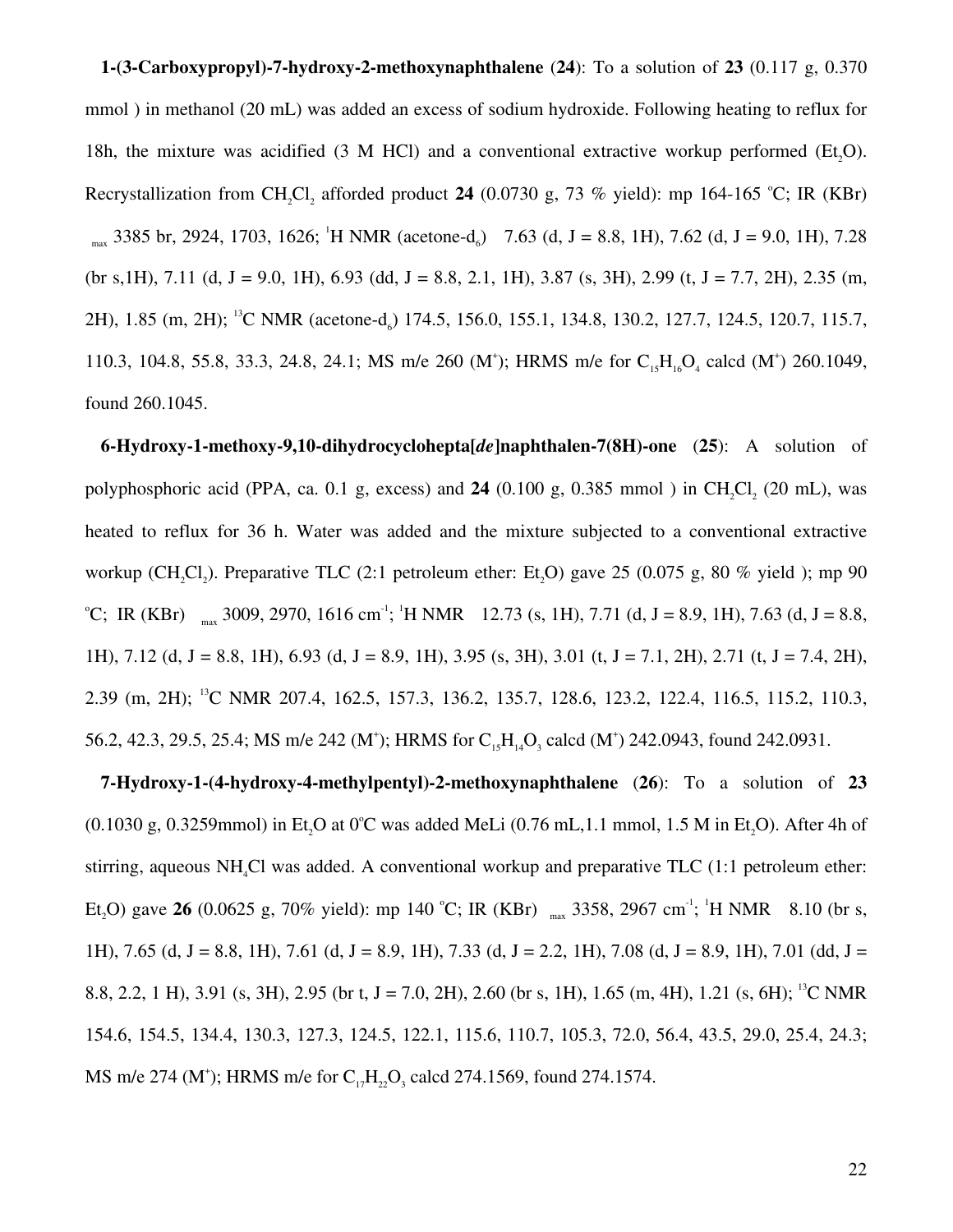**1-(3-Carboxypropyl)-7-hydroxy-2-methoxynaphthalene** (**24**): To a solution of **23** (0.117 g, 0.370 mmol ) in methanol (20 mL) was added an excess of sodium hydroxide. Following heating to reflux for 18h, the mixture was acidified (3 M HCl) and a conventional extractive workup performed ($Et_2O$). Recrystallization from $CH_2Cl_2$ afforded product **24** (0.0730 g, 73 % yield): mp 164-165 °C; IR (KBr) $\nu_{max}$ 3385 br, 2924, 1703, 1626; $^1$H NMR (acetone-$d_6$) $\delta$ 7.63 (d, J = 8.8, 1H), 7.62 (d, J = 9.0, 1H), 7.28 (br s,1H), 7.11 (d, J = 9.0, 1H), 6.93 (dd, J = 8.8, 2.1, 1H), 3.87 (s, 3H), 2.99 (t, J = 7.7, 2H), 2.35 (m, 2H), 1.85 (m, 2H); $^{13}$C NMR (acetone-$d_6$) 174.5, 156.0, 155.1, 134.8, 130.2, 127.7, 124.5, 120.7, 115.7, 110.3, 104.8, 55.8, 33.3, 24.8, 24.1; MS m/e 260 ($M^+$); HRMS m/e for $C_{15}H_{16}O_4$ calcd ($M^+$) 260.1049, found 260.1045.

**6-Hydroxy-1-methoxy-9,10-dihydrocyclohepta[*de*]naphthalen-7(8H)-one** (**25**): A solution of polyphosphoric acid (PPA, ca. 0.1 g, excess) and **24** (0.100 g, 0.385 mmol ) in $CH_2Cl_2$ (20 mL), was heated to reflux for 36 h. Water was added and the mixture subjected to a conventional extractive workup ($CH_2Cl_2$). Preparative TLC (2:1 petroleum ether: $Et_2O$) gave 25 (0.075 g, 80 % yield ); mp 90 °C; IR (KBr) $\nu_{max}$ 3009, 2970, 1616 cm$^{-1}$; $^1$H NMR $\delta$ 12.73 (s, 1H), 7.71 (d, J = 8.9, 1H), 7.63 (d, J = 8.8, 1H), 7.12 (d, J = 8.8, 1H), 6.93 (d, J = 8.9, 1H), 3.95 (s, 3H), 3.01 (t, J = 7.1, 2H), 2.71 (t, J = 7.4, 2H), 2.39 (m, 2H); $^{13}$C NMR 207.4, 162.5, 157.3, 136.2, 135.7, 128.6, 123.2, 122.4, 116.5, 115.2, 110.3, 56.2, 42.3, 29.5, 25.4; MS m/e 242 ($M^+$); HRMS for $C_{15}H_{14}O_3$ calcd ($M^+$) 242.0943, found 242.0931.

**7-Hydroxy-1-(4-hydroxy-4-methylpentyl)-2-methoxynaphthalene** (**26**): To a solution of **23** (0.1030 g, 0.3259mmol) in $Et_2O$ at 0°C was added MeLi (0.76 mL,1.1 mmol, 1.5 M in $Et_2O$). After 4h of stirring, aqueous $NH_4Cl$ was added. A conventional workup and preparative TLC (1:1 petroleum ether: $Et_2O$) gave **26** (0.0625 g, 70% yield): mp 140 °C; IR (KBr) $\nu_{max}$ 3358, 2967 cm$^{-1}$; $^1$H NMR $\delta$ 8.10 (br s, 1H), 7.65 (d, J = 8.8, 1H), 7.61 (d, J = 8.9, 1H), 7.33 (d, J = 2.2, 1H), 7.08 (d, J = 8.9, 1H), 7.01 (dd, J = 8.8, 2.2, 1 H), 3.91 (s, 3H), 2.95 (br t, J = 7.0, 2H), 2.60 (br s, 1H), 1.65 (m, 4H), 1.21 (s, 6H); $^{13}$C NMR 154.6, 154.5, 134.4, 130.3, 127.3, 124.5, 122.1, 115.6, 110.7, 105.3, 72.0, 56.4, 43.5, 29.0, 25.4, 24.3; MS m/e 274 ($M^+$); HRMS m/e for $C_{17}H_{22}O_3$ calcd 274.1569, found 274.1574.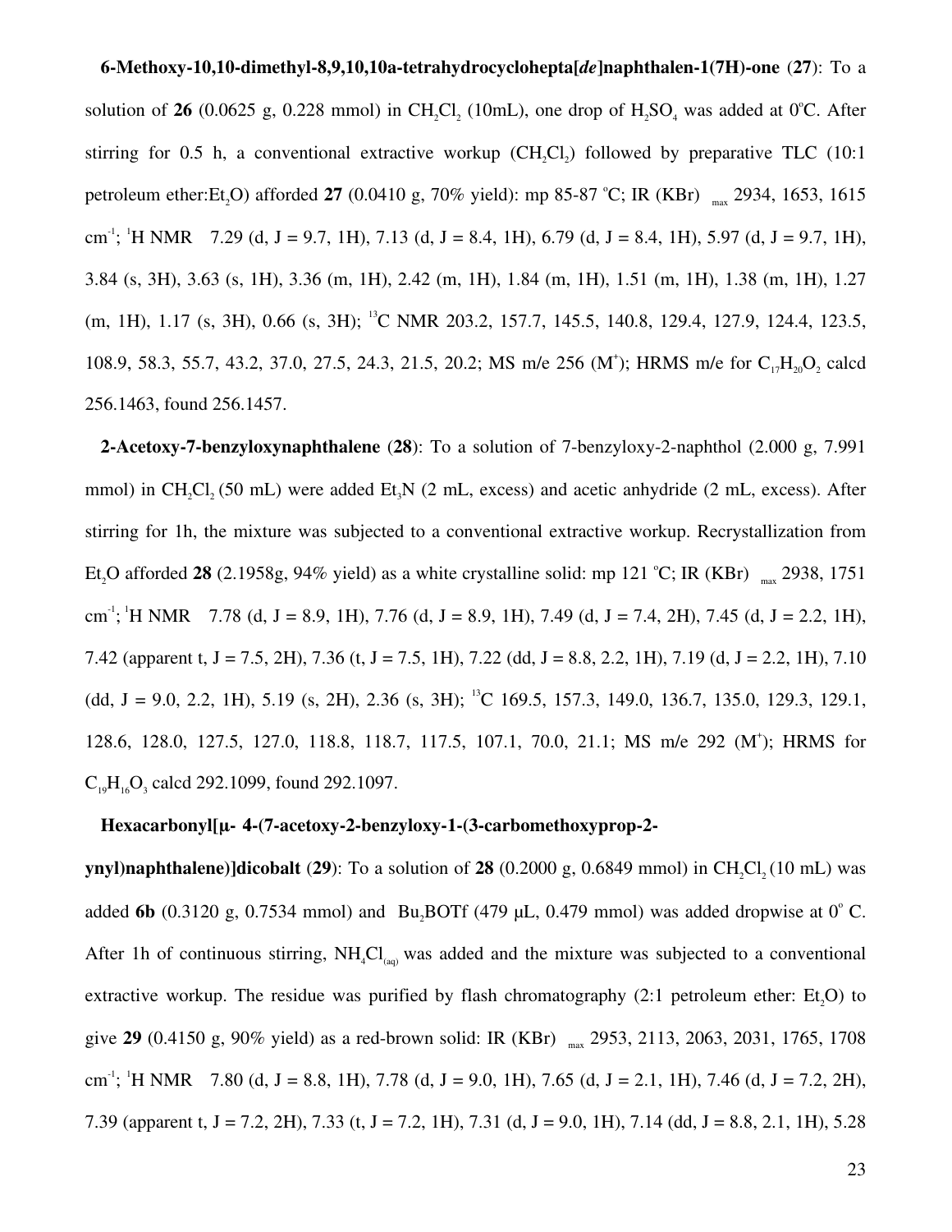**6-Methoxy-10,10-dimethyl-8,9,10,10a-tetrahydrocyclohepta[*de*]naphthalen-1(7H)-one** (**27**): To a solution of **26** (0.0625 g, 0.228 mmol) in $CH_2Cl_2$ (10mL), one drop of $H_2SO_4$ was added at 0°C. After stirring for 0.5 h, a conventional extractive workup ($CH_2Cl_2$) followed by preparative TLC (10:1 petroleum ether:$Et_2O$) afforded **27** (0.0410 g, 70% yield): mp 85-87 °C; IR (KBr) $_{max}$ 2934, 1653, 1615 $cm^{-1}$; $^1$H NMR 7.29 (d, J = 9.7, 1H), 7.13 (d, J = 8.4, 1H), 6.79 (d, J = 8.4, 1H), 5.97 (d, J = 9.7, 1H), 3.84 (s, 3H), 3.63 (s, 1H), 3.36 (m, 1H), 2.42 (m, 1H), 1.84 (m, 1H), 1.51 (m, 1H), 1.38 (m, 1H), 1.27 (m, 1H), 1.17 (s, 3H), 0.66 (s, 3H); $^{13}$C NMR 203.2, 157.7, 145.5, 140.8, 129.4, 127.9, 124.4, 123.5, 108.9, 58.3, 55.7, 43.2, 37.0, 27.5, 24.3, 21.5, 20.2; MS m/e 256 ($M^+$); HRMS m/e for $C_{17}H_{20}O_2$ calcd 256.1463, found 256.1457.

**2-Acetoxy-7-benzyloxynaphthalene** (**28**): To a solution of 7-benzyloxy-2-naphthol (2.000 g, 7.991 mmol) in $CH_2Cl_2$ (50 mL) were added $Et_3N$ (2 mL, excess) and acetic anhydride (2 mL, excess). After stirring for 1h, the mixture was subjected to a conventional extractive workup. Recrystallization from $Et_2O$ afforded **28** (2.1958g, 94% yield) as a white crystalline solid: mp 121 °C; IR (KBr) $_{max}$ 2938, 1751 $cm^{-1}$; $^1$H NMR 7.78 (d, J = 8.9, 1H), 7.76 (d, J = 8.9, 1H), 7.49 (d, J = 7.4, 2H), 7.45 (d, J = 2.2, 1H), 7.42 (apparent t, J = 7.5, 2H), 7.36 (t, J = 7.5, 1H), 7.22 (dd, J = 8.8, 2.2, 1H), 7.19 (d, J = 2.2, 1H), 7.10 (dd, J = 9.0, 2.2, 1H), 5.19 (s, 2H), 2.36 (s, 3H); $^{13}$C 169.5, 157.3, 149.0, 136.7, 135.0, 129.3, 129.1, 128.6, 128.0, 127.5, 127.0, 118.8, 118.7, 117.5, 107.1, 70.0, 21.1; MS m/e 292 ($M^+$); HRMS for $C_{19}H_{16}O_3$ calcd 292.1099, found 292.1097.

**Hexacarbonyl[μ- 4-(7-acetoxy-2-benzyloxy-1-(3-carbomethoxyprop-2-ynyl)naphthalene)]dicobalt** (**29**): To a solution of **28** (0.2000 g, 0.6849 mmol) in $CH_2Cl_2$ (10 mL) was added **6b** (0.3120 g, 0.7534 mmol) and $Bu_2BOTf$ (479 μL, 0.479 mmol) was added dropwise at 0° C. After 1h of continuous stirring, $NH_4Cl_{(aq)}$ was added and the mixture was subjected to a conventional extractive workup. The residue was purified by flash chromatography (2:1 petroleum ether: $Et_2O$) to give **29** (0.4150 g, 90% yield) as a red-brown solid: IR (KBr) $_{max}$ 2953, 2113, 2063, 2031, 1765, 1708 $cm^{-1}$; $^1$H NMR 7.80 (d, J = 8.8, 1H), 7.78 (d, J = 9.0, 1H), 7.65 (d, J = 2.1, 1H), 7.46 (d, J = 7.2, 2H), 7.39 (apparent t, J = 7.2, 2H), 7.33 (t, J = 7.2, 1H), 7.31 (d, J = 9.0, 1H), 7.14 (dd, J = 8.8, 2.1, 1H), 5.28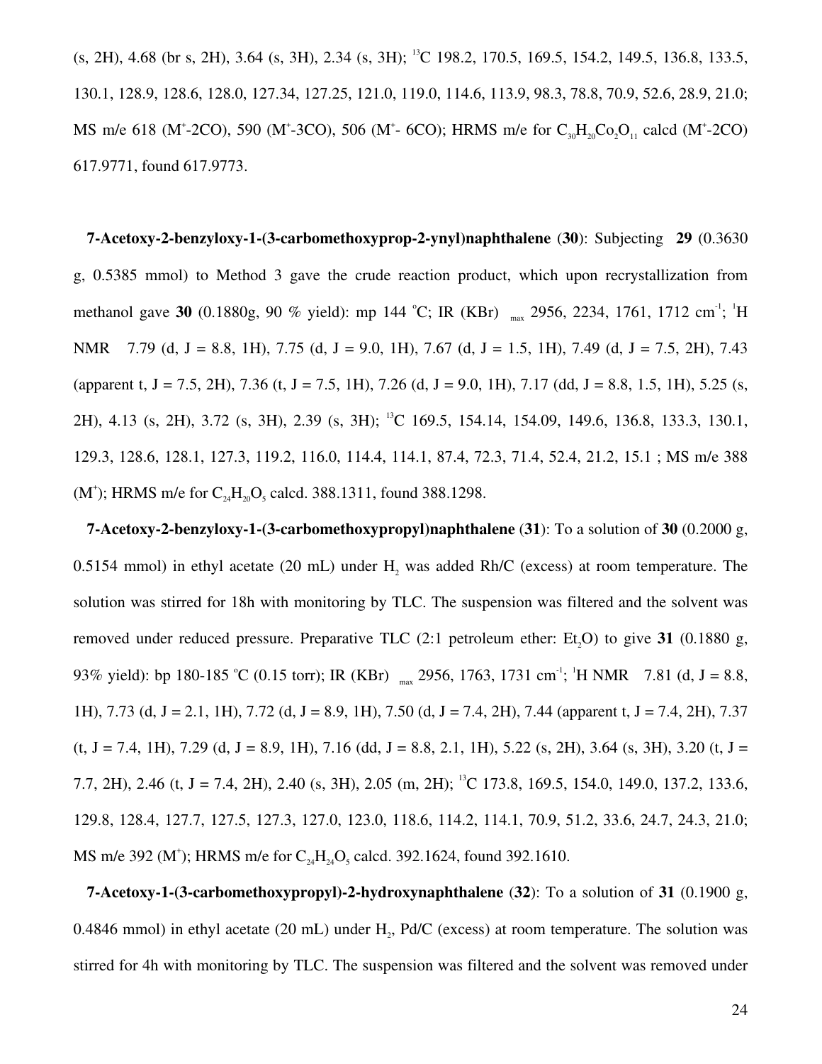(s, 2H), 4.68 (br s, 2H), 3.64 (s, 3H), 2.34 (s, 3H); [13]C 198.2, 170.5, 169.5, 154.2, 149.5, 136.8, 133.5, 130.1, 128.9, 128.6, 128.0, 127.34, 127.25, 121.0, 119.0, 114.6, 113.9, 98.3, 78.8, 70.9, 52.6, 28.9, 21.0; MS m/e 618 ($M^+$-2CO), 590 ($M^+$-3CO), 506 ($M^+$- 6CO); HRMS m/e for $C_{30}H_{20}Co_2O_{11}$ calcd ($M^+$-2CO) 617.9771, found 617.9773.

**7-Acetoxy-2-benzyloxy-1-(3-carbomethoxyprop-2-ynyl)naphthalene** (**30**): Subjecting **29** (0.3630 g, 0.5385 mmol) to Method 3 gave the crude reaction product, which upon recrystallization from methanol gave **30** (0.1880g, 90 % yield): mp 144 °C; IR (KBr) $_{max}$ 2956, 2234, 1761, 1712 cm$^{-1}$; [1]H NMR 7.79 (d, J = 8.8, 1H), 7.75 (d, J = 9.0, 1H), 7.67 (d, J = 1.5, 1H), 7.49 (d, J = 7.5, 2H), 7.43 (apparent t, J = 7.5, 2H), 7.36 (t, J = 7.5, 1H), 7.26 (d, J = 9.0, 1H), 7.17 (dd, J = 8.8, 1.5, 1H), 5.25 (s, 2H), 4.13 (s, 2H), 3.72 (s, 3H), 2.39 (s, 3H); [13]C 169.5, 154.14, 154.09, 149.6, 136.8, 133.3, 130.1, 129.3, 128.6, 128.1, 127.3, 119.2, 116.0, 114.4, 114.1, 87.4, 72.3, 71.4, 52.4, 21.2, 15.1 ; MS m/e 388 ($M^+$); HRMS m/e for $C_{24}H_{20}O_5$ calcd. 388.1311, found 388.1298.

**7-Acetoxy-2-benzyloxy-1-(3-carbomethoxypropyl)naphthalene** (**31**): To a solution of **30** (0.2000 g, 0.5154 mmol) in ethyl acetate (20 mL) under $H_2$ was added Rh/C (excess) at room temperature. The solution was stirred for 18h with monitoring by TLC. The suspension was filtered and the solvent was removed under reduced pressure. Preparative TLC (2:1 petroleum ether: $Et_2O$) to give **31** (0.1880 g, 93% yield): bp 180-185 °C (0.15 torr); IR (KBr) $_{max}$ 2956, 1763, 1731 cm$^{-1}$; [1]H NMR 7.81 (d, J = 8.8, 1H), 7.73 (d, J = 2.1, 1H), 7.72 (d, J = 8.9, 1H), 7.50 (d, J = 7.4, 2H), 7.44 (apparent t, J = 7.4, 2H), 7.37 (t, J = 7.4, 1H), 7.29 (d, J = 8.9, 1H), 7.16 (dd, J = 8.8, 2.1, 1H), 5.22 (s, 2H), 3.64 (s, 3H), 3.20 (t, J = 7.7, 2H), 2.46 (t, J = 7.4, 2H), 2.40 (s, 3H), 2.05 (m, 2H); [13]C 173.8, 169.5, 154.0, 149.0, 137.2, 133.6, 129.8, 128.4, 127.7, 127.5, 127.3, 127.0, 123.0, 118.6, 114.2, 114.1, 70.9, 51.2, 33.6, 24.7, 24.3, 21.0; MS m/e 392 ($M^+$); HRMS m/e for $C_{24}H_{24}O_5$ calcd. 392.1624, found 392.1610.

**7-Acetoxy-1-(3-carbomethoxypropyl)-2-hydroxynaphthalene** (**32**): To a solution of **31** (0.1900 g, 0.4846 mmol) in ethyl acetate (20 mL) under $H_2$, Pd/C (excess) at room temperature. The solution was stirred for 4h with monitoring by TLC. The suspension was filtered and the solvent was removed under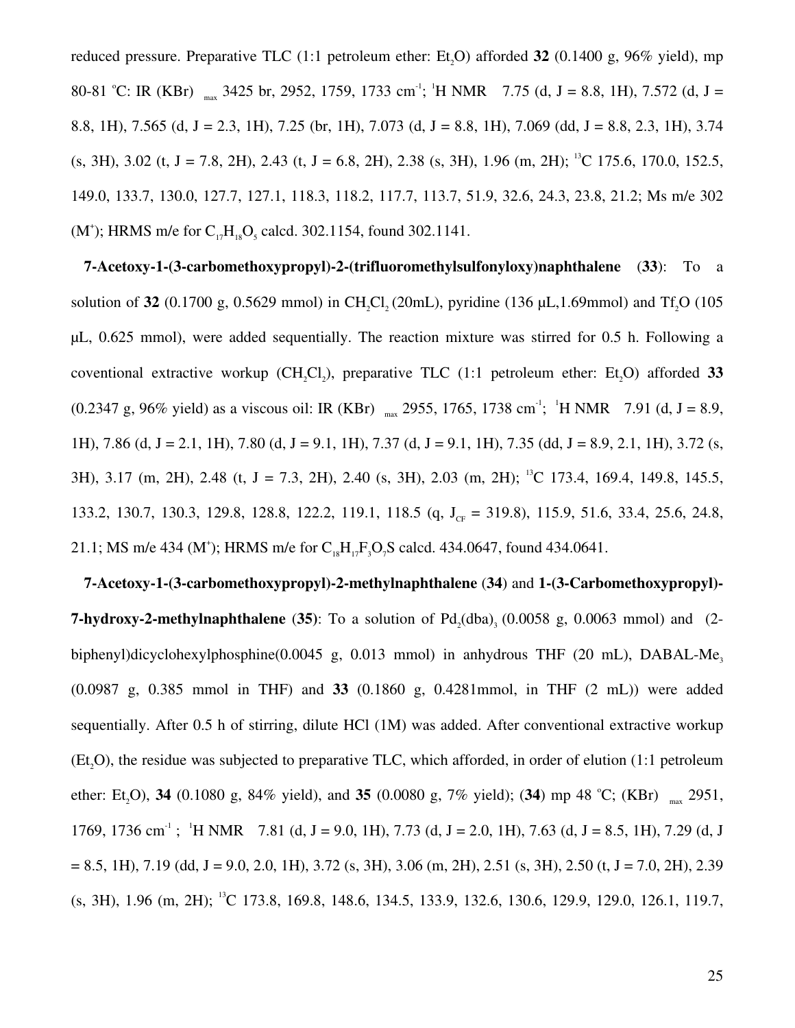reduced pressure. Preparative TLC (1:1 petroleum ether: $Et_2O$) afforded **32** (0.1400 g, 96% yield), mp 80-81 °C: IR (KBr) $_{max}$ 3425 br, 2952, 1759, 1733 cm$^{-1}$; $^1$H NMR 7.75 (d, J = 8.8, 1H), 7.572 (d, J = 8.8, 1H), 7.565 (d, J = 2.3, 1H), 7.25 (br, 1H), 7.073 (d, J = 8.8, 1H), 7.069 (dd, J = 8.8, 2.3, 1H), 3.74 (s, 3H), 3.02 (t, J = 7.8, 2H), 2.43 (t, J = 6.8, 2H), 2.38 (s, 3H), 1.96 (m, 2H); $^{13}$C 175.6, 170.0, 152.5, 149.0, 133.7, 130.0, 127.7, 127.1, 118.3, 118.2, 117.7, 113.7, 51.9, 32.6, 24.3, 23.8, 21.2; Ms m/e 302 (M$^+$); HRMS m/e for $C_{17}H_{18}O_5$ calcd. 302.1154, found 302.1141.

**7-Acetoxy-1-(3-carbomethoxypropyl)-2-(trifluoromethylsulfonyloxy)naphthalene** (**33**): To a solution of **32** (0.1700 g, 0.5629 mmol) in $CH_2Cl_2$ (20mL), pyridine (136 μL,1.69mmol) and $Tf_2O$ (105 μL, 0.625 mmol), were added sequentially. The reaction mixture was stirred for 0.5 h. Following a coventional extractive workup ($CH_2Cl_2$), preparative TLC (1:1 petroleum ether: $Et_2O$) afforded **33** (0.2347 g, 96% yield) as a viscous oil: IR (KBr) $_{max}$ 2955, 1765, 1738 cm$^{-1}$; $^1$H NMR 7.91 (d, J = 8.9, 1H), 7.86 (d, J = 2.1, 1H), 7.80 (d, J = 9.1, 1H), 7.37 (d, J = 9.1, 1H), 7.35 (dd, J = 8.9, 2.1, 1H), 3.72 (s, 3H), 3.17 (m, 2H), 2.48 (t, J = 7.3, 2H), 2.40 (s, 3H), 2.03 (m, 2H); $^{13}$C 173.4, 169.4, 149.8, 145.5, 133.2, 130.7, 130.3, 129.8, 128.8, 122.2, 119.1, 118.5 (q, $J_{CF}$ = 319.8), 115.9, 51.6, 33.4, 25.6, 24.8, 21.1; MS m/e 434 (M$^+$); HRMS m/e for $C_{18}H_{17}F_3O_7S$ calcd. 434.0647, found 434.0641.

**7-Acetoxy-1-(3-carbomethoxypropyl)-2-methylnaphthalene** (**34**) and **1-(3-Carbomethoxypropyl)-7-hydroxy-2-methylnaphthalene** (**35**): To a solution of $Pd_2(dba)_3$ (0.0058 g, 0.0063 mmol) and (2-biphenyl)dicyclohexylphosphine(0.0045 g, 0.013 mmol) in anhydrous THF (20 mL), DABAL-$Me_3$ (0.0987 g, 0.385 mmol in THF) and **33** (0.1860 g, 0.4281mmol, in THF (2 mL)) were added sequentially. After 0.5 h of stirring, dilute HCl (1M) was added. After conventional extractive workup ($Et_2O$), the residue was subjected to preparative TLC, which afforded, in order of elution (1:1 petroleum ether: $Et_2O$), **34** (0.1080 g, 84% yield), and **35** (0.0080 g, 7% yield); (**34**) mp 48 °C; (KBr) $_{max}$ 2951, 1769, 1736 cm$^{-1}$ ; $^1$H NMR 7.81 (d, J = 9.0, 1H), 7.73 (d, J = 2.0, 1H), 7.63 (d, J = 8.5, 1H), 7.29 (d, J = 8.5, 1H), 7.19 (dd, J = 9.0, 2.0, 1H), 3.72 (s, 3H), 3.06 (m, 2H), 2.51 (s, 3H), 2.50 (t, J = 7.0, 2H), 2.39 (s, 3H), 1.96 (m, 2H); $^{13}$C 173.8, 169.8, 148.6, 134.5, 133.9, 132.6, 130.6, 129.9, 129.0, 126.1, 119.7,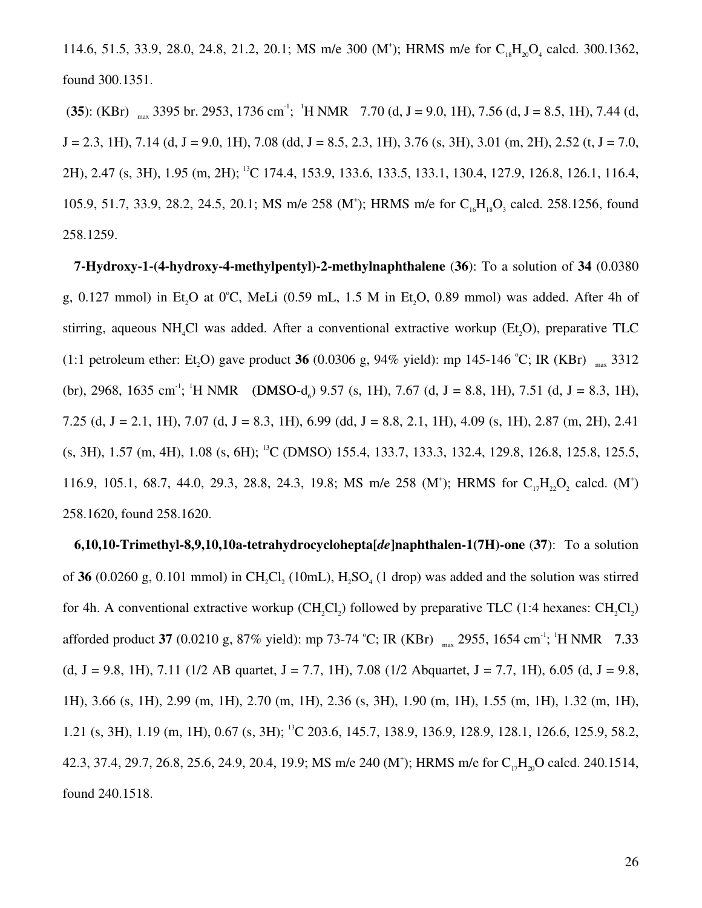114.6, 51.5, 33.9, 28.0, 24.8, 21.2, 20.1; MS m/e 300 ($M^+$); HRMS m/e for $C_{18}H_{20}O_4$ calcd. 300.1362, found 300.1351.

(**35**): (KBr) $_{max}$ 3395 br. 2953, 1736 $cm^{-1}$; $^1$H NMR 7.70 (d, J = 9.0, 1H), 7.56 (d, J = 8.5, 1H), 7.44 (d, J = 2.3, 1H), 7.14 (d, J = 9.0, 1H), 7.08 (dd, J = 8.5, 2.3, 1H), 3.76 (s, 3H), 3.01 (m, 2H), 2.52 (t, J = 7.0, 2H), 2.47 (s, 3H), 1.95 (m, 2H); $^{13}$C 174.4, 153.9, 133.6, 133.5, 133.1, 130.4, 127.9, 126.8, 126.1, 116.4, 105.9, 51.7, 33.9, 28.2, 24.5, 20.1; MS m/e 258 ($M^+$); HRMS m/e for $C_{16}H_{18}O_3$ calcd. 258.1256, found 258.1259.

**7-Hydroxy-1-(4-hydroxy-4-methylpentyl)-2-methylnaphthalene** (**36**): To a solution of **34** (0.0380 g, 0.127 mmol) in $Et_2O$ at 0°C, MeLi (0.59 mL, 1.5 M in $Et_2O$, 0.89 mmol) was added. After 4h of stirring, aqueous $NH_4Cl$ was added. After a conventional extractive workup ($Et_2O$), preparative TLC (1:1 petroleum ether: $Et_2O$) gave product **36** (0.0306 g, 94% yield): mp 145-146 °C; IR (KBr) $_{max}$ 3312 (br), 2968, 1635 $cm^{-1}$; $^1$H NMR (DMSO-$d_6$) 9.57 (s, 1H), 7.67 (d, J = 8.8, 1H), 7.51 (d, J = 8.3, 1H), 7.25 (d, J = 2.1, 1H), 7.07 (d, J = 8.3, 1H), 6.99 (dd, J = 8.8, 2.1, 1H), 4.09 (s, 1H), 2.87 (m, 2H), 2.41 (s, 3H), 1.57 (m, 4H), 1.08 (s, 6H); $^{13}$C (DMSO) 155.4, 133.7, 133.3, 132.4, 129.8, 126.8, 125.8, 125.5, 116.9, 105.1, 68.7, 44.0, 29.3, 28.8, 24.3, 19.8; MS m/e 258 ($M^+$); HRMS for $C_{17}H_{22}O_2$ calcd. ($M^+$) 258.1620, found 258.1620.

**6,10,10-Trimethyl-8,9,10,10a-tetrahydrocyclohepta[*de*]naphthalen-1(7H)-one** (**37**): To a solution of **36** (0.0260 g, 0.101 mmol) in $CH_2Cl_2$ (10mL), $H_2SO_4$ (1 drop) was added and the solution was stirred for 4h. A conventional extractive workup ($CH_2Cl_2$) followed by preparative TLC (1:4 hexanes: $CH_2Cl_2$) afforded product **37** (0.0210 g, 87% yield): mp 73-74 °C; IR (KBr) $_{max}$ 2955, 1654 $cm^{-1}$; $^1$H NMR 7.33 (d, J = 9.8, 1H), 7.11 (1/2 AB quartet, J = 7.7, 1H), 7.08 (1/2 Abquartet, J = 7.7, 1H), 6.05 (d, J = 9.8, 1H), 3.66 (s, 1H), 2.99 (m, 1H), 2.70 (m, 1H), 2.36 (s, 3H), 1.90 (m, 1H), 1.55 (m, 1H), 1.32 (m, 1H), 1.21 (s, 3H), 1.19 (m, 1H), 0.67 (s, 3H); $^{13}$C 203.6, 145.7, 138.9, 136.9, 128.9, 128.1, 126.6, 125.9, 58.2, 42.3, 37.4, 29.7, 26.8, 25.6, 24.9, 20.4, 19.9; MS m/e 240 ($M^+$); HRMS m/e for $C_{17}H_{20}O$ calcd. 240.1514, found 240.1518.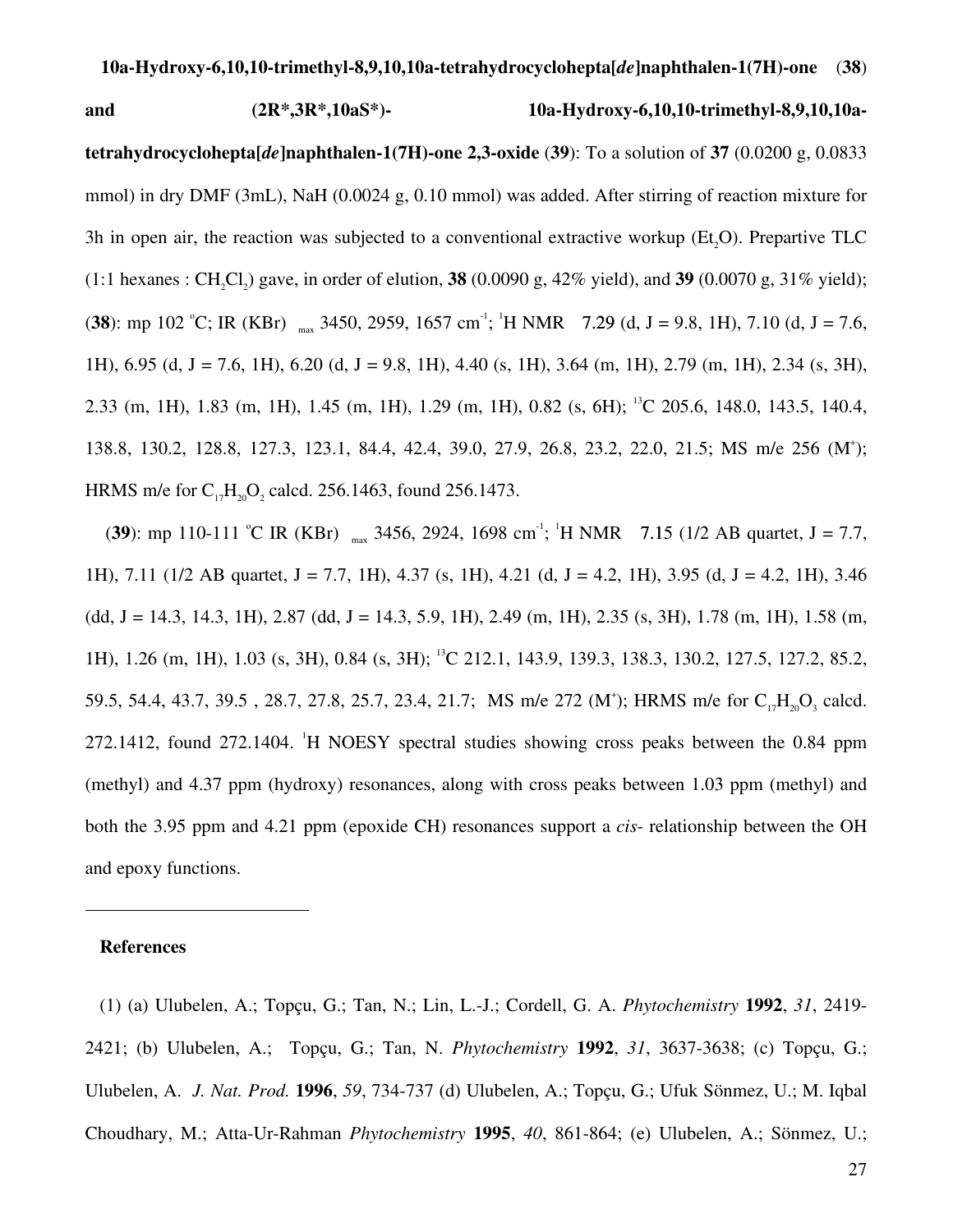**10a-Hydroxy-6,10,10-trimethyl-8,9,10,10a-tetrahydrocyclohepta[*de*]naphthalen-1(7H)-one (38) and (2R\*,3R\*,10aS\*)- 10a-Hydroxy-6,10,10-trimethyl-8,9,10,10a-tetrahydrocyclohepta[*de*]naphthalen-1(7H)-one 2,3-oxide (39)**: To a solution of **37** (0.0200 g, 0.0833 mmol) in dry DMF (3mL), NaH (0.0024 g, 0.10 mmol) was added. After stirring of reaction mixture for 3h in open air, the reaction was subjected to a conventional extractive workup ($Et_2O$). Prepartive TLC (1:1 hexanes : $CH_2Cl_2$) gave, in order of elution, **38** (0.0090 g, 42% yield), and **39** (0.0070 g, 31% yield); (**38**): mp 102 °C; IR (KBr) $\nu_{max}$ 3450, 2959, 1657 cm$^{-1}$; $^1$H NMR δ 7.29 (d, J = 9.8, 1H), 7.10 (d, J = 7.6, 1H), 6.95 (d, J = 7.6, 1H), 6.20 (d, J = 9.8, 1H), 4.40 (s, 1H), 3.64 (m, 1H), 2.79 (m, 1H), 2.34 (s, 3H), 2.33 (m, 1H), 1.83 (m, 1H), 1.45 (m, 1H), 1.29 (m, 1H), 0.82 (s, 6H); $^{13}$C 205.6, 148.0, 143.5, 140.4, 138.8, 130.2, 128.8, 127.3, 123.1, 84.4, 42.4, 39.0, 27.9, 26.8, 23.2, 22.0, 21.5; MS m/e 256 (M$^+$); HRMS m/e for $C_{17}H_{20}O_2$ calcd. 256.1463, found 256.1473.

(**39**): mp 110-111 °C IR (KBr) $\nu_{max}$ 3456, 2924, 1698 cm$^{-1}$; $^1$H NMR δ 7.15 (1/2 AB quartet, J = 7.7, 1H), 7.11 (1/2 AB quartet, J = 7.7, 1H), 4.37 (s, 1H), 4.21 (d, J = 4.2, 1H), 3.95 (d, J = 4.2, 1H), 3.46 (dd, J = 14.3, 14.3, 1H), 2.87 (dd, J = 14.3, 5.9, 1H), 2.49 (m, 1H), 2.35 (s, 3H), 1.78 (m, 1H), 1.58 (m, 1H), 1.26 (m, 1H), 1.03 (s, 3H), 0.84 (s, 3H); $^{13}$C 212.1, 143.9, 139.3, 138.3, 130.2, 127.5, 127.2, 85.2, 59.5, 54.4, 43.7, 39.5 , 28.7, 27.8, 25.7, 23.4, 21.7; MS m/e 272 (M$^+$); HRMS m/e for $C_{17}H_{20}O_3$ calcd. 272.1412, found 272.1404. $^1$H NOESY spectral studies showing cross peaks between the 0.84 ppm (methyl) and 4.37 ppm (hydroxy) resonances, along with cross peaks between 1.03 ppm (methyl) and both the 3.95 ppm and 4.21 ppm (epoxide CH) resonances support a *cis*- relationship between the OH and epoxy functions.

---

## References

(1) (a) Ulubelen, A.; Topçu, G.; Tan, N.; Lin, L.-J.; Cordell, G. A. *Phytochemistry* **1992**, *31*, 2419-2421; (b) Ulubelen, A.; Topçu, G.; Tan, N. *Phytochemistry* **1992**, *31*, 3637-3638; (c) Topçu, G.; Ulubelen, A. *J. Nat. Prod.* **1996**, *59*, 734-737 (d) Ulubelen, A.; Topçu, G.; Ufuk Sönmez, U.; M. Iqbal Choudhary, M.; Atta-Ur-Rahman *Phytochemistry* **1995**, *40*, 861-864; (e) Ulubelen, A.; Sönmez, U.;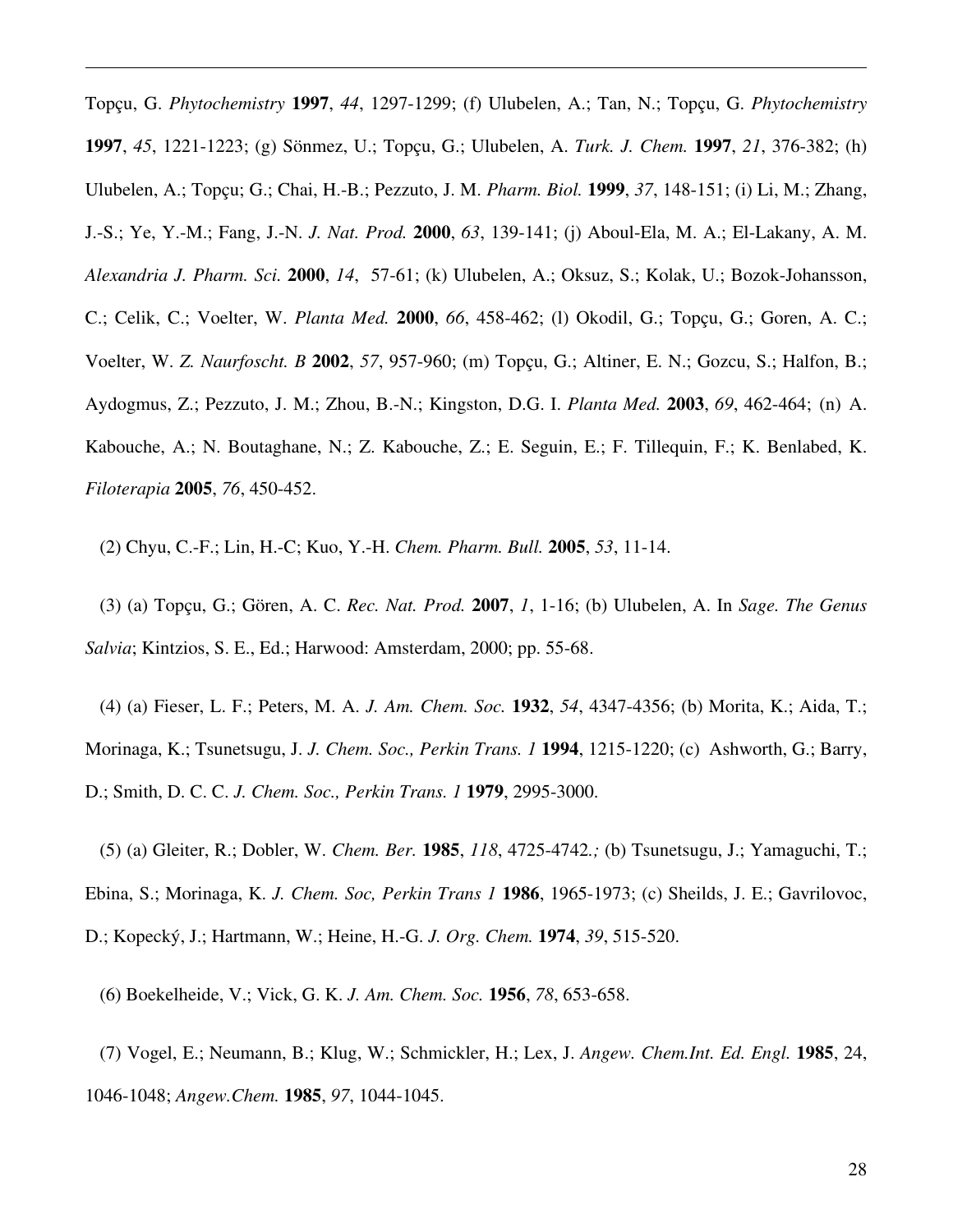Topçu, G. *Phytochemistry* **1997**, *44*, 1297-1299; (f) Ulubelen, A.; Tan, N.; Topçu, G. *Phytochemistry* **1997**, *45*, 1221-1223; (g) Sönmez, U.; Topçu, G.; Ulubelen, A. *Turk. J. Chem.* **1997**, *21*, 376-382; (h) Ulubelen, A.; Topçu; G.; Chai, H.-B.; Pezzuto, J. M. *Pharm. Biol.* **1999**, *37*, 148-151; (i) Li, M.; Zhang, J.-S.; Ye, Y.-M.; Fang, J.-N. *J. Nat. Prod.* **2000**, *63*, 139-141; (j) Aboul-Ela, M. A.; El-Lakany, A. M. *Alexandria J. Pharm. Sci.* **2000**, *14*, 57-61; (k) Ulubelen, A.; Oksuz, S.; Kolak, U.; Bozok-Johansson, C.; Celik, C.; Voelter, W. *Planta Med.* **2000**, *66*, 458-462; (l) Okodil, G.; Topçu, G.; Goren, A. C.; Voelter, W. *Z. Naurfoscht. B* **2002**, *57*, 957-960; (m) Topçu, G.; Altiner, E. N.; Gozcu, S.; Halfon, B.; Aydogmus, Z.; Pezzuto, J. M.; Zhou, B.-N.; Kingston, D.G. I. *Planta Med.* **2003**, *69*, 462-464; (n) A. Kabouche, A.; N. Boutaghane, N.; Z. Kabouche, Z.; E. Seguin, E.; F. Tillequin, F.; K. Benlabed, K. *Filoterapia* **2005**, *76*, 450-452.

(2) Chyu, C.-F.; Lin, H.-C; Kuo, Y.-H. *Chem. Pharm. Bull.* **2005**, *53*, 11-14.

(3) (a) Topçu, G.; Gören, A. C. *Rec. Nat. Prod.* **2007**, *1*, 1-16; (b) Ulubelen, A. In *Sage. The Genus Salvia*; Kintzios, S. E., Ed.; Harwood: Amsterdam, 2000; pp. 55-68.

(4) (a) Fieser, L. F.; Peters, M. A. *J. Am. Chem. Soc.* **1932**, *54*, 4347-4356; (b) Morita, K.; Aida, T.; Morinaga, K.; Tsunetsugu, J. *J. Chem. Soc., Perkin Trans. 1* **1994**, 1215-1220; (c) Ashworth, G.; Barry, D.; Smith, D. C. C. *J. Chem. Soc., Perkin Trans. 1* **1979**, 2995-3000.

(5) (a) Gleiter, R.; Dobler, W. *Chem. Ber.* **1985**, *118*, 4725-4742.; (b) Tsunetsugu, J.; Yamaguchi, T.; Ebina, S.; Morinaga, K. *J. Chem. Soc, Perkin Trans 1* **1986**, 1965-1973; (c) Sheilds, J. E.; Gavrilovoc, D.; Kopecký, J.; Hartmann, W.; Heine, H.-G. *J. Org. Chem.* **1974**, *39*, 515-520.

(6) Boekelheide, V.; Vick, G. K. *J. Am. Chem. Soc.* **1956**, *78*, 653-658.

(7) Vogel, E.; Neumann, B.; Klug, W.; Schmickler, H.; Lex, J. *Angew. Chem.Int. Ed. Engl.* **1985**, 24, 1046-1048; *Angew.Chem.* **1985**, *97*, 1044-1045.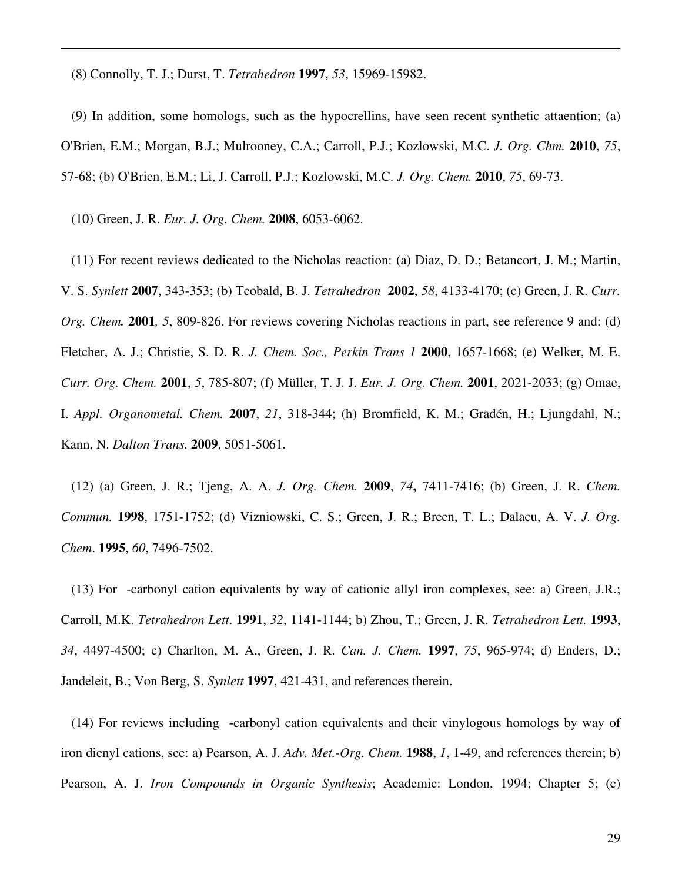(8) Connolly, T. J.; Durst, T. *Tetrahedron* **1997**, *53*, 15969-15982.

(9) In addition, some homologs, such as the hypocrellins, have seen recent synthetic attaention; (a) O'Brien, E.M.; Morgan, B.J.; Mulrooney, C.A.; Carroll, P.J.; Kozlowski, M.C. *J. Org. Chm.* **2010**, *75*, 57-68; (b) O'Brien, E.M.; Li, J. Carroll, P.J.; Kozlowski, M.C. *J. Org. Chem.* **2010**, *75*, 69-73.

(10) Green, J. R. *Eur. J. Org. Chem.* **2008**, 6053-6062.

(11) For recent reviews dedicated to the Nicholas reaction: (a) Diaz, D. D.; Betancort, J. M.; Martin, V. S. *Synlett* **2007**, 343-353; (b) Teobald, B. J. *Tetrahedron* **2002**, *58*, 4133-4170; (c) Green, J. R. *Curr. Org. Chem.* **2001**, *5*, 809-826. For reviews covering Nicholas reactions in part, see reference 9 and: (d) Fletcher, A. J.; Christie, S. D. R. *J. Chem. Soc., Perkin Trans 1* **2000**, 1657-1668; (e) Welker, M. E. *Curr. Org. Chem.* **2001**, *5*, 785-807; (f) Müller, T. J. J. *Eur. J. Org. Chem.* **2001**, 2021-2033; (g) Omae, I. *Appl. Organometal. Chem.* **2007**, *21*, 318-344; (h) Bromfield, K. M.; Gradén, H.; Ljungdahl, N.; Kann, N. *Dalton Trans.* **2009**, 5051-5061.

(12) (a) Green, J. R.; Tjeng, A. A. *J. Org. Chem.* **2009**, *74*, 7411-7416; (b) Green, J. R. *Chem. Commun.* **1998**, 1751-1752; (d) Vizniowski, C. S.; Green, J. R.; Breen, T. L.; Dalacu, A. V. *J. Org. Chem*. **1995**, *60*, 7496-7502.

(13) For -carbonyl cation equivalents by way of cationic allyl iron complexes, see: a) Green, J.R.; Carroll, M.K. *Tetrahedron Lett*. **1991**, *32*, 1141-1144; b) Zhou, T.; Green, J. R. *Tetrahedron Lett.* **1993**, *34*, 4497-4500; c) Charlton, M. A., Green, J. R. *Can. J. Chem.* **1997**, *75*, 965-974; d) Enders, D.; Jandeleit, B.; Von Berg, S. *Synlett* **1997**, 421-431, and references therein.

(14) For reviews including -carbonyl cation equivalents and their vinylogous homologs by way of iron dienyl cations, see: a) Pearson, A. J. *Adv. Met.-Org. Chem.* **1988**, *1*, 1-49, and references therein; b) Pearson, A. J. *Iron Compounds in Organic Synthesis*; Academic: London, 1994; Chapter 5; (c)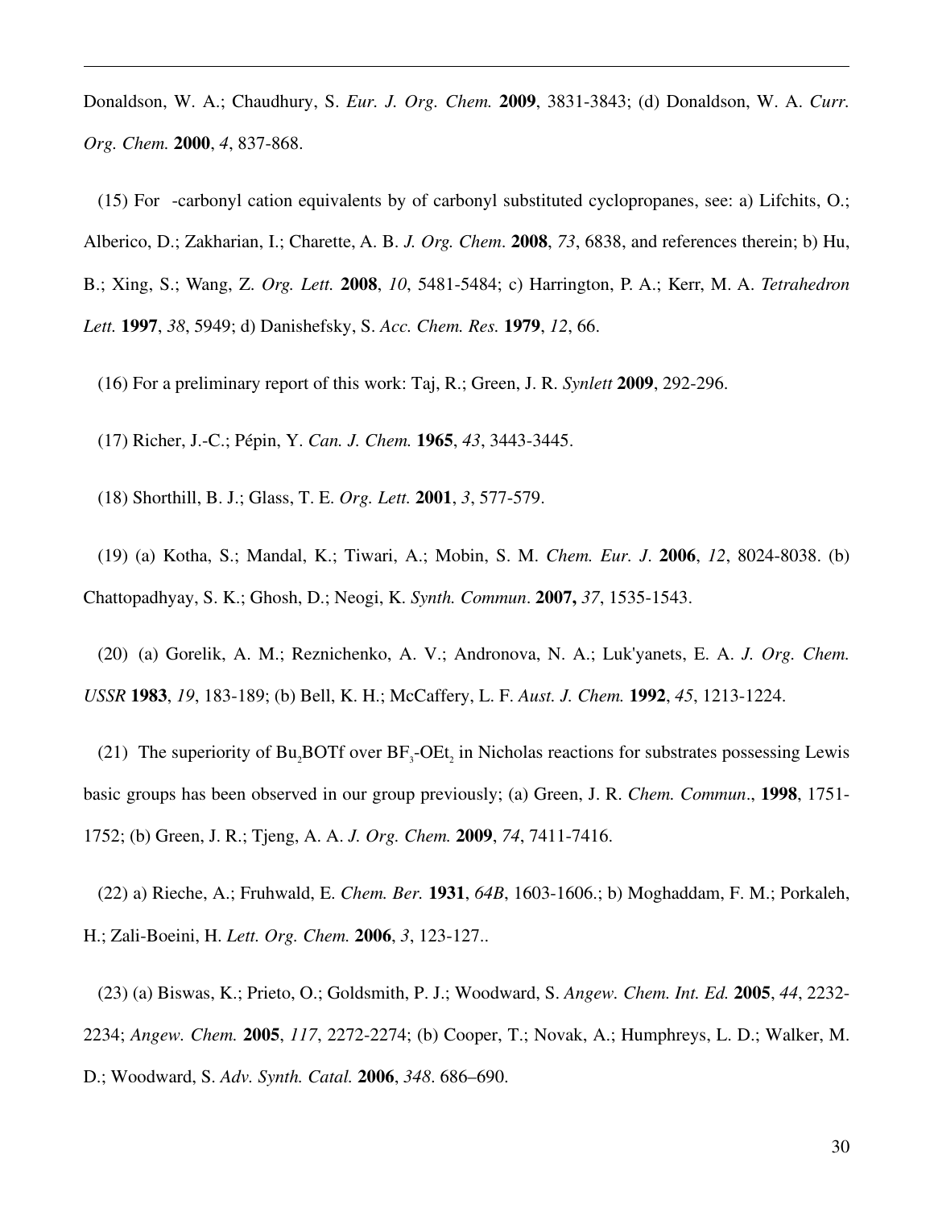Donaldson, W. A.; Chaudhury, S. *Eur. J. Org. Chem.* **2009**, 3831-3843; (d) Donaldson, W. A. *Curr. Org. Chem.* **2000**, *4*, 837-868.

(15) For -carbonyl cation equivalents by of carbonyl substituted cyclopropanes, see: a) Lifchits, O.; Alberico, D.; Zakharian, I.; Charette, A. B. *J. Org. Chem*. **2008**, *73*, 6838, and references therein; b) Hu, B.; Xing, S.; Wang, Z. *Org. Lett.* **2008**, *10*, 5481-5484; c) Harrington, P. A.; Kerr, M. A. *Tetrahedron Lett.* **1997**, *38*, 5949; d) Danishefsky, S. *Acc. Chem. Res.* **1979**, *12*, 66.

(16) For a preliminary report of this work: Taj, R.; Green, J. R. *Synlett* **2009**, 292-296.

(17) Richer, J.-C.; Pépin, Y. *Can. J. Chem.* **1965**, *43*, 3443-3445.

(18) Shorthill, B. J.; Glass, T. E. *Org. Lett.* **2001**, *3*, 577-579.

(19) (a) Kotha, S.; Mandal, K.; Tiwari, A.; Mobin, S. M. *Chem. Eur. J*. **2006**, *12*, 8024-8038. (b) Chattopadhyay, S. K.; Ghosh, D.; Neogi, K. *Synth. Commun*. **2007,** *37*, 1535-1543.

(20) (a) Gorelik, A. M.; Reznichenko, A. V.; Andronova, N. A.; Luk'yanets, E. A. *J. Org. Chem. USSR* **1983**, *19*, 183-189; (b) Bell, K. H.; McCaffery, L. F. *Aust. J. Chem.* **1992**, *45*, 1213-1224.

(21) The superiority of $Bu_2BOTf$ over $BF_3$-$OEt_2$ in Nicholas reactions for substrates possessing Lewis basic groups has been observed in our group previously; (a) Green, J. R. *Chem. Commun*., **1998**, 1751-1752; (b) Green, J. R.; Tjeng, A. A. *J. Org. Chem.* **2009**, *74*, 7411-7416.

(22) a) Rieche, A.; Fruhwald, E. *Chem. Ber.* **1931**, *64B*, 1603-1606.; b) Moghaddam, F. M.; Porkaleh, H.; Zali-Boeini, H. *Lett. Org. Chem.* **2006**, *3*, 123-127..

(23) (a) Biswas, K.; Prieto, O.; Goldsmith, P. J.; Woodward, S. *Angew. Chem. Int. Ed.* **2005**, *44*, 2232-2234; *Angew. Chem.* **2005**, *117*, 2272-2274; (b) Cooper, T.; Novak, A.; Humphreys, L. D.; Walker, M. D.; Woodward, S. *Adv. Synth. Catal.* **2006**, *348*. 686–690.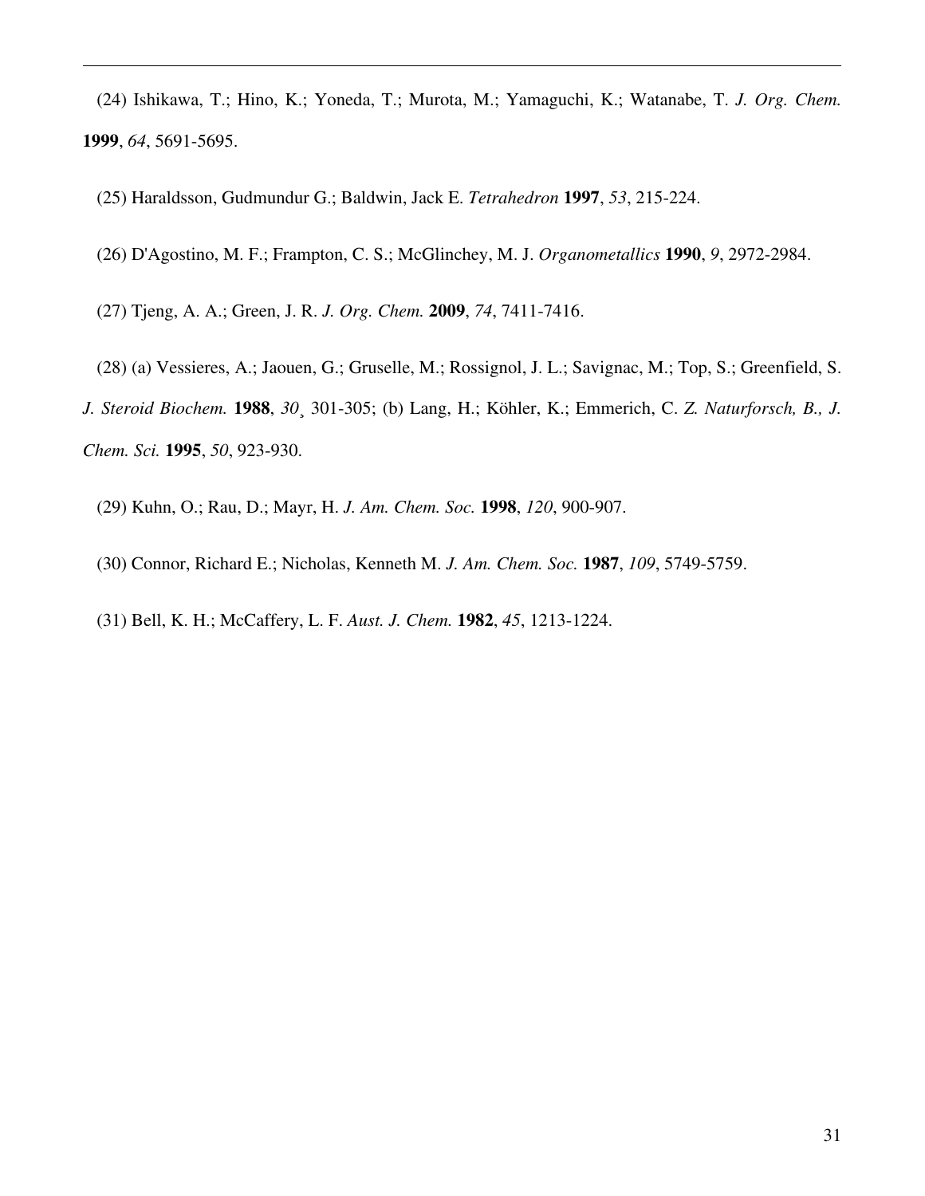(24) Ishikawa, T.; Hino, K.; Yoneda, T.; Murota, M.; Yamaguchi, K.; Watanabe, T. *J. Org. Chem.* **1999**, *64*, 5691-5695.

(25) Haraldsson, Gudmundur G.; Baldwin, Jack E. *Tetrahedron* **1997**, *53*, 215-224.

(26) D'Agostino, M. F.; Frampton, C. S.; McGlinchey, M. J. *Organometallics* **1990**, *9*, 2972-2984.

(27) Tjeng, A. A.; Green, J. R. *J. Org. Chem.* **2009**, *74*, 7411-7416.

(28) (a) Vessieres, A.; Jaouen, G.; Gruselle, M.; Rossignol, J. L.; Savignac, M.; Top, S.; Greenfield, S. *J. Steroid Biochem.* **1988**, *30*¸ 301-305; (b) Lang, H.; Köhler, K.; Emmerich, C. *Z. Naturforsch, B., J. Chem. Sci.* **1995**, *50*, 923-930.

(29) Kuhn, O.; Rau, D.; Mayr, H. *J. Am. Chem. Soc.* **1998**, *120*, 900-907.

(30) Connor, Richard E.; Nicholas, Kenneth M. *J. Am. Chem. Soc.* **1987**, *109*, 5749-5759.

(31) Bell, K. H.; McCaffery, L. F. *Aust. J. Chem.* **1982**, *45*, 1213-1224.